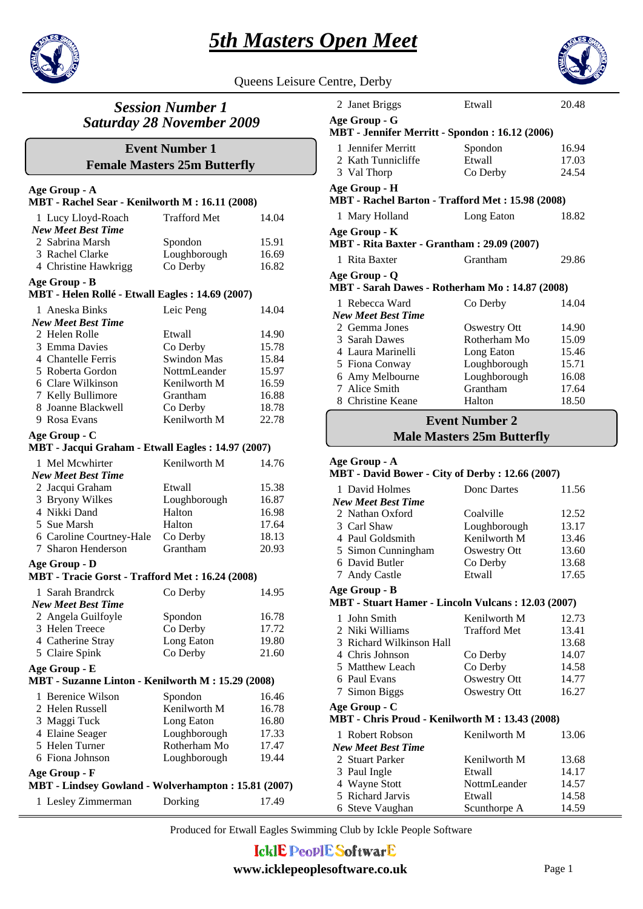# 5th Masters Open Meet

Queens Leisure Centre, Derby

## Session Number 1
## Saturday 28 November 2009

### Event Number 1
### Female Masters 25m Butterfly

**Age Group - A**
**MBT - Rachel Sear - Kenilworth M : 16.11 (2008)**

| | Name | Club | Time |
|---|---|---|---|
| 1 | Lucy Lloyd-Roach | Trafford Met | 14.04 |
| | *New Meet Best Time* | | |
| 2 | Sabrina Marsh | Spondon | 15.91 |
| 3 | Rachel Clarke | Loughborough | 16.69 |
| 4 | Christine Hawkrigg | Co Derby | 16.82 |

**Age Group - B**
**MBT - Helen Rollé - Etwall Eagles : 14.69 (2007)**

| | Name | Club | Time |
|---|---|---|---|
| 1 | Aneska Binks | Leic Peng | 14.04 |
| | *New Meet Best Time* | | |
| 2 | Helen Rolle | Etwall | 14.90 |
| 3 | Emma Davies | Co Derby | 15.78 |
| 4 | Chantelle Ferris | Swindon Mas | 15.84 |
| 5 | Roberta Gordon | NottmLeander | 15.97 |
| 6 | Clare Wilkinson | Kenilworth M | 16.59 |
| 7 | Kelly Bullimore | Grantham | 16.88 |
| 8 | Joanne Blackwell | Co Derby | 18.78 |
| 9 | Rosa Evans | Kenilworth M | 22.78 |

**Age Group - C**
**MBT - Jacqui Graham - Etwall Eagles : 14.97 (2007)**

| | Name | Club | Time |
|---|---|---|---|
| 1 | Mel Mcwhirter | Kenilworth M | 14.76 |
| | *New Meet Best Time* | | |
| 2 | Jacqui Graham | Etwall | 15.38 |
| 3 | Bryony Wilkes | Loughborough | 16.87 |
| 4 | Nikki Dand | Halton | 16.98 |
| 5 | Sue Marsh | Halton | 17.64 |
| 6 | Caroline Courtney-Hale | Co Derby | 18.13 |
| 7 | Sharon Henderson | Grantham | 20.93 |

**Age Group - D**
**MBT - Tracie Gorst - Trafford Met : 16.24 (2008)**

| | Name | Club | Time |
|---|---|---|---|
| 1 | Sarah Brandrck | Co Derby | 14.95 |
| | *New Meet Best Time* | | |
| 2 | Angela Guilfoyle | Spondon | 16.78 |
| 3 | Helen Treece | Co Derby | 17.72 |
| 4 | Catherine Stray | Long Eaton | 19.80 |
| 5 | Claire Spink | Co Derby | 21.60 |

**Age Group - E**
**MBT - Suzanne Linton - Kenilworth M : 15.29 (2008)**

| | Name | Club | Time |
|---|---|---|---|
| 1 | Berenice Wilson | Spondon | 16.46 |
| 2 | Helen Russell | Kenilworth M | 16.78 |
| 3 | Maggi Tuck | Long Eaton | 16.80 |
| 4 | Elaine Seager | Loughborough | 17.33 |
| 5 | Helen Turner | Rotherham Mo | 17.47 |
| 6 | Fiona Johnson | Loughborough | 19.44 |

**Age Group - F**
**MBT - Lindsey Gowland - Wolverhampton : 15.81 (2007)**

| | Name | Club | Time |
|---|---|---|---|
| 1 | Lesley Zimmerman | Dorking | 17.49 |
| 2 | Janet Briggs | Etwall | 20.48 |

**Age Group - G**
**MBT - Jennifer Merritt - Spondon : 16.12 (2006)**

| | Name | Club | Time |
|---|---|---|---|
| 1 | Jennifer Merritt | Spondon | 16.94 |
| 2 | Kath Tunnicliffe | Etwall | 17.03 |
| 3 | Val Thorp | Co Derby | 24.54 |

**Age Group - H**
**MBT - Rachel Barton - Trafford Met : 15.98 (2008)**

| | Name | Club | Time |
|---|---|---|---|
| 1 | Mary Holland | Long Eaton | 18.82 |

**Age Group - K**
**MBT - Rita Baxter - Grantham : 29.09 (2007)**

| | Name | Club | Time |
|---|---|---|---|
| 1 | Rita Baxter | Grantham | 29.86 |

**Age Group - Q**
**MBT - Sarah Dawes - Rotherham Mo : 14.87 (2008)**

| | Name | Club | Time |
|---|---|---|---|
| 1 | Rebecca Ward | Co Derby | 14.04 |
| | *New Meet Best Time* | | |
| 2 | Gemma Jones | Oswestry Ott | 14.90 |
| 3 | Sarah Dawes | Rotherham Mo | 15.09 |
| 4 | Laura Marinelli | Long Eaton | 15.46 |
| 5 | Fiona Conway | Loughborough | 15.71 |
| 6 | Amy Melbourne | Loughborough | 16.08 |
| 7 | Alice Smith | Grantham | 17.64 |
| 8 | Christine Keane | Halton | 18.50 |

### Event Number 2
### Male Masters 25m Butterfly

**Age Group - A**
**MBT - David Bower - City of Derby : 12.66 (2007)**

| | Name | Club | Time |
|---|---|---|---|
| 1 | David Holmes | Donc Dartes | 11.56 |
| | *New Meet Best Time* | | |
| 2 | Nathan Oxford | Coalville | 12.52 |
| 3 | Carl Shaw | Loughborough | 13.17 |
| 4 | Paul Goldsmith | Kenilworth M | 13.46 |
| 5 | Simon Cunningham | Oswestry Ott | 13.60 |
| 6 | David Butler | Co Derby | 13.68 |
| 7 | Andy Castle | Etwall | 17.65 |

**Age Group - B**
**MBT - Stuart Hamer - Lincoln Vulcans : 12.03 (2007)**

| | Name | Club | Time |
|---|---|---|---|
| 1 | John Smith | Kenilworth M | 12.73 |
| 2 | Niki Williams | Trafford Met | 13.41 |
| 3 | Richard Wilkinson Hall | | 13.68 |
| 4 | Chris Johnson | Co Derby | 14.07 |
| 5 | Matthew Leach | Co Derby | 14.58 |
| 6 | Paul Evans | Oswestry Ott | 14.77 |
| 7 | Simon Biggs | Oswestry Ott | 16.27 |

**Age Group - C**
**MBT - Chris Proud - Kenilworth M : 13.43 (2008)**

| | Name | Club | Time |
|---|---|---|---|
| 1 | Robert Robson | Kenilworth M | 13.06 |
| | *New Meet Best Time* | | |
| 2 | Stuart Parker | Kenilworth M | 13.68 |
| 3 | Paul Ingle | Etwall | 14.17 |
| 4 | Wayne Stott | NottmLeander | 14.57 |
| 5 | Richard Jarvis | Etwall | 14.58 |
| 6 | Steve Vaughan | Scunthorpe A | 14.59 |

Produced for Etwall Eagles Swimming Club by Ickle People Software

IcklE PeoplE SoftwarE
www.icklepeoplesoftware.co.uk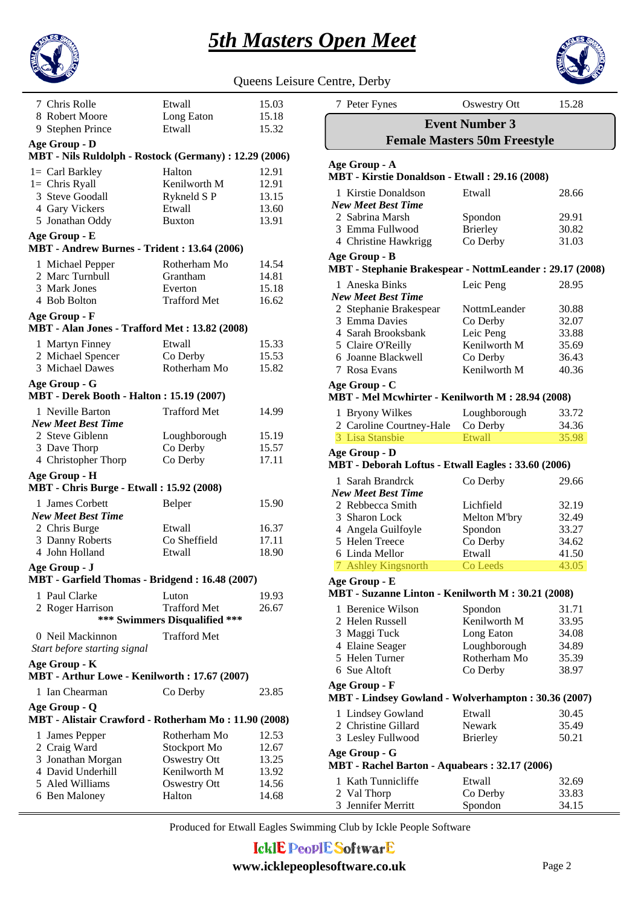# 5th Masters Open Meet

Queens Leisure Centre, Derby

| | | |
|---|---|---|
| 7 Chris Rolle | Etwall | 15.03 |
| 8 Robert Moore | Long Eaton | 15.18 |
| 9 Stephen Prince | Etwall | 15.32 |

**Age Group - D**

**MBT - Nils Ruldolph - Rostock (Germany) : 12.29 (2006)**

| | | |
|---|---|---|
| 1= Carl Barkley | Halton | 12.91 |
| 1= Chris Ryall | Kenilworth M | 12.91 |
| 3 Steve Goodall | Rykneld S P | 13.15 |
| 4 Gary Vickers | Etwall | 13.60 |
| 5 Jonathan Oddy | Buxton | 13.91 |

**Age Group - E**

**MBT - Andrew Burnes - Trident : 13.64 (2006)**

| | | |
|---|---|---|
| 1 Michael Pepper | Rotherham Mo | 14.54 |
| 2 Marc Turnbull | Grantham | 14.81 |
| 3 Mark Jones | Everton | 15.18 |
| 4 Bob Bolton | Trafford Met | 16.62 |

**Age Group - F**

**MBT - Alan Jones - Trafford Met : 13.82 (2008)**

| | | |
|---|---|---|
| 1 Martyn Finney | Etwall | 15.33 |
| 2 Michael Spencer | Co Derby | 15.53 |
| 3 Michael Dawes | Rotherham Mo | 15.82 |

**Age Group - G**

**MBT - Derek Booth - Halton : 15.19 (2007)**

| | | |
|---|---|---|
| 1 Neville Barton | Trafford Met | 14.99 |
| *New Meet Best Time* | | |
| 2 Steve Giblenn | Loughborough | 15.19 |
| 3 Dave Thorp | Co Derby | 15.57 |
| 4 Christopher Thorp | Co Derby | 17.11 |

**Age Group - H**

**MBT - Chris Burge - Etwall : 15.92 (2008)**

| | | |
|---|---|---|
| 1 James Corbett | Belper | 15.90 |
| *New Meet Best Time* | | |
| 2 Chris Burge | Etwall | 16.37 |
| 3 Danny Roberts | Co Sheffield | 17.11 |
| 4 John Holland | Etwall | 18.90 |

**Age Group - J**

**MBT - Garfield Thomas - Bridgend : 16.48 (2007)**

| | | |
|---|---|---|
| 1 Paul Clarke | Luton | 19.93 |
| 2 Roger Harrison | Trafford Met | 26.67 |

**\*\*\* Swimmers Disqualified \*\*\***

| | | |
|---|---|---|
| 0 Neil Mackinnon | Trafford Met | |
| *Start before starting signal* | | |

**Age Group - K**

**MBT - Arthur Lowe - Kenilworth : 17.67 (2007)**

| | | |
|---|---|---|
| 1 Ian Chearman | Co Derby | 23.85 |

**Age Group - Q**

**MBT - Alistair Crawford - Rotherham Mo : 11.90 (2008)**

| | | |
|---|---|---|
| 1 James Pepper | Rotherham Mo | 12.53 |
| 2 Craig Ward | Stockport Mo | 12.67 |
| 3 Jonathan Morgan | Oswestry Ott | 13.25 |
| 4 David Underhill | Kenilworth M | 13.92 |
| 5 Aled Williams | Oswestry Ott | 14.56 |
| 6 Ben Maloney | Halton | 14.68 |
| 7 Peter Fynes | Oswestry Ott | 15.28 |

## Event Number 3
## Female Masters 50m Freestyle

**Age Group - A**

**MBT - Kirstie Donaldson - Etwall : 29.16 (2008)**

| | | |
|---|---|---|
| 1 Kirstie Donaldson | Etwall | 28.66 |
| *New Meet Best Time* | | |
| 2 Sabrina Marsh | Spondon | 29.91 |
| 3 Emma Fullwood | Brierley | 30.82 |
| 4 Christine Hawkrigg | Co Derby | 31.03 |

**Age Group - B**

**MBT - Stephanie Brakespear - NottmLeander : 29.17 (2008)**

| | | |
|---|---|---|
| 1 Aneska Binks | Leic Peng | 28.95 |
| *New Meet Best Time* | | |
| 2 Stephanie Brakespear | NottmLeander | 30.88 |
| 3 Emma Davies | Co Derby | 32.07 |
| 4 Sarah Brooksbank | Leic Peng | 33.88 |
| 5 Claire O'Reilly | Kenilworth M | 35.69 |
| 6 Joanne Blackwell | Co Derby | 36.43 |
| 7 Rosa Evans | Kenilworth M | 40.36 |

**Age Group - C**

**MBT - Mel Mcwhirter - Kenilworth M : 28.94 (2008)**

| | | |
|---|---|---|
| 1 Bryony Wilkes | Loughborough | 33.72 |
| 2 Caroline Courtney-Hale | Co Derby | 34.36 |
| 3 Lisa Stansbie | Etwall | 35.98 |

**Age Group - D**

**MBT - Deborah Loftus - Etwall Eagles : 33.60 (2006)**

| | | |
|---|---|---|
| 1 Sarah Brandrck | Co Derby | 29.66 |
| *New Meet Best Time* | | |
| 2 Rebbecca Smith | Lichfield | 32.19 |
| 3 Sharon Lock | Melton M'bry | 32.49 |
| 4 Angela Guilfoyle | Spondon | 33.27 |
| 5 Helen Treece | Co Derby | 34.62 |
| 6 Linda Mellor | Etwall | 41.50 |
| 7 Ashley Kingsnorth | Co Leeds | 43.05 |

**Age Group - E**

**MBT - Suzanne Linton - Kenilworth M : 30.21 (2008)**

| | | |
|---|---|---|
| 1 Berenice Wilson | Spondon | 31.71 |
| 2 Helen Russell | Kenilworth M | 33.95 |
| 3 Maggi Tuck | Long Eaton | 34.08 |
| 4 Elaine Seager | Loughborough | 34.89 |
| 5 Helen Turner | Rotherham Mo | 35.39 |
| 6 Sue Altoft | Co Derby | 38.97 |

**Age Group - F**

**MBT - Lindsey Gowland - Wolverhampton : 30.36 (2007)**

| | | |
|---|---|---|
| 1 Lindsey Gowland | Etwall | 30.45 |
| 2 Christine Gillard | Newark | 35.49 |
| 3 Lesley Fullwood | Brierley | 50.21 |

**Age Group - G**

**MBT - Rachel Barton - Aquabears : 32.17 (2006)**

| | | |
|---|---|---|
| 1 Kath Tunnicliffe | Etwall | 32.69 |
| 2 Val Thorp | Co Derby | 33.83 |
| 3 Jennifer Merritt | Spondon | 34.15 |

Produced for Etwall Eagles Swimming Club by Ickle People Software

www.icklepeoplesoftware.co.uk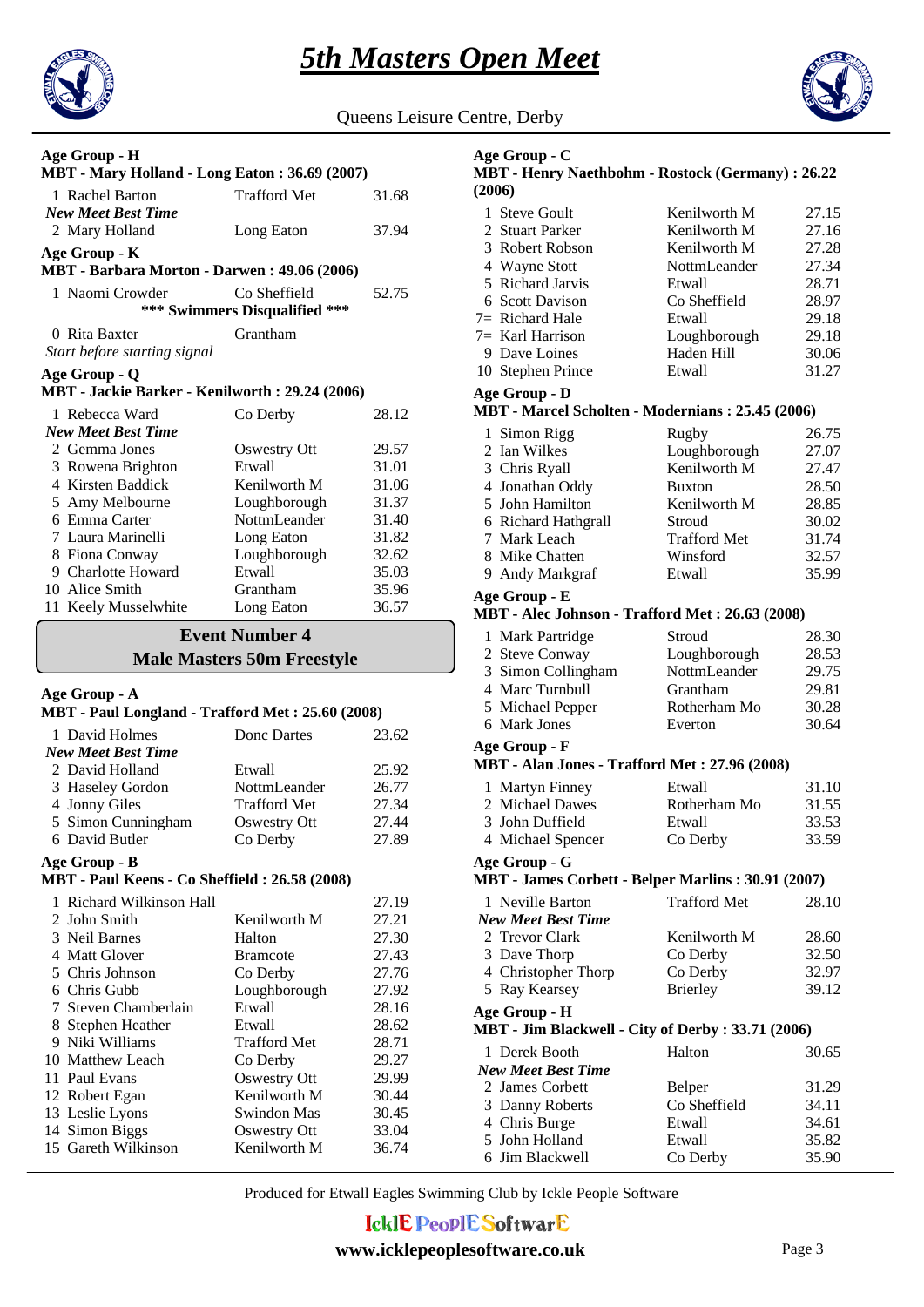# 5th Masters Open Meet

Queens Leisure Centre, Derby

**Age Group - H**

**MBT - Mary Holland - Long Eaton : 36.69 (2007)**

| | Name | Club | Time |
|---|---|---|---|
| 1 | Rachel Barton | Trafford Met | 31.68 |
| | *New Meet Best Time* | | |
| 2 | Mary Holland | Long Eaton | 37.94 |

**Age Group - K**

**MBT - Barbara Morton - Darwen : 49.06 (2006)**

| | Name | Club | Time |
|---|---|---|---|
| 1 | Naomi Crowder | Co Sheffield | 52.75 |

**\*\*\* Swimmers Disqualified \*\*\***

| | Name | Club | Time |
|---|---|---|---|
| 0 | Rita Baxter | Grantham | |
| | *Start before starting signal* | | |

**Age Group - Q**

**MBT - Jackie Barker - Kenilworth : 29.24 (2006)**

| | Name | Club | Time |
|---|---|---|---|
| 1 | Rebecca Ward | Co Derby | 28.12 |
| | *New Meet Best Time* | | |
| 2 | Gemma Jones | Oswestry Ott | 29.57 |
| 3 | Rowena Brighton | Etwall | 31.01 |
| 4 | Kirsten Baddick | Kenilworth M | 31.06 |
| 5 | Amy Melbourne | Loughborough | 31.37 |
| 6 | Emma Carter | NottmLeander | 31.40 |
| 7 | Laura Marinelli | Long Eaton | 31.82 |
| 8 | Fiona Conway | Loughborough | 32.62 |
| 9 | Charlotte Howard | Etwall | 35.03 |
| 10 | Alice Smith | Grantham | 35.96 |
| 11 | Keely Musselwhite | Long Eaton | 36.57 |

## Event Number 4
## Male Masters 50m Freestyle

**Age Group - A**

**MBT - Paul Longland - Trafford Met : 25.60 (2008)**

| | Name | Club | Time |
|---|---|---|---|
| 1 | David Holmes | Donc Dartes | 23.62 |
| | *New Meet Best Time* | | |
| 2 | David Holland | Etwall | 25.92 |
| 3 | Haseley Gordon | NottmLeander | 26.77 |
| 4 | Jonny Giles | Trafford Met | 27.34 |
| 5 | Simon Cunningham | Oswestry Ott | 27.44 |
| 6 | David Butler | Co Derby | 27.89 |

**Age Group - B**

**MBT - Paul Keens - Co Sheffield : 26.58 (2008)**

| | Name | Club | Time |
|---|---|---|---|
| 1 | Richard Wilkinson Hall | | 27.19 |
| 2 | John Smith | Kenilworth M | 27.21 |
| 3 | Neil Barnes | Halton | 27.30 |
| 4 | Matt Glover | Bramcote | 27.43 |
| 5 | Chris Johnson | Co Derby | 27.76 |
| 6 | Chris Gubb | Loughborough | 27.92 |
| 7 | Steven Chamberlain | Etwall | 28.16 |
| 8 | Stephen Heather | Etwall | 28.62 |
| 9 | Niki Williams | Trafford Met | 28.71 |
| 10 | Matthew Leach | Co Derby | 29.27 |
| 11 | Paul Evans | Oswestry Ott | 29.99 |
| 12 | Robert Egan | Kenilworth M | 30.44 |
| 13 | Leslie Lyons | Swindon Mas | 30.45 |
| 14 | Simon Biggs | Oswestry Ott | 33.04 |
| 15 | Gareth Wilkinson | Kenilworth M | 36.74 |

**Age Group - C**

**MBT - Henry Naethbohm - Rostock (Germany) : 26.22 (2006)**

| | Name | Club | Time |
|---|---|---|---|
| 1 | Steve Goult | Kenilworth M | 27.15 |
| 2 | Stuart Parker | Kenilworth M | 27.16 |
| 3 | Robert Robson | Kenilworth M | 27.28 |
| 4 | Wayne Stott | NottmLeander | 27.34 |
| 5 | Richard Jarvis | Etwall | 28.71 |
| 6 | Scott Davison | Co Sheffield | 28.97 |
| 7= | Richard Hale | Etwall | 29.18 |
| 7= | Karl Harrison | Loughborough | 29.18 |
| 9 | Dave Loines | Haden Hill | 30.06 |
| 10 | Stephen Prince | Etwall | 31.27 |

**Age Group - D**

**MBT - Marcel Scholten - Modernians : 25.45 (2006)**

| | Name | Club | Time |
|---|---|---|---|
| 1 | Simon Rigg | Rugby | 26.75 |
| 2 | Ian Wilkes | Loughborough | 27.07 |
| 3 | Chris Ryall | Kenilworth M | 27.47 |
| 4 | Jonathan Oddy | Buxton | 28.50 |
| 5 | John Hamilton | Kenilworth M | 28.85 |
| 6 | Richard Hathgrall | Stroud | 30.02 |
| 7 | Mark Leach | Trafford Met | 31.74 |
| 8 | Mike Chatten | Winsford | 32.57 |
| 9 | Andy Markgraf | Etwall | 35.99 |

**Age Group - E**

**MBT - Alec Johnson - Trafford Met : 26.63 (2008)**

| | Name | Club | Time |
|---|---|---|---|
| 1 | Mark Partridge | Stroud | 28.30 |
| 2 | Steve Conway | Loughborough | 28.53 |
| 3 | Simon Collingham | NottmLeander | 29.75 |
| 4 | Marc Turnbull | Grantham | 29.81 |
| 5 | Michael Pepper | Rotherham Mo | 30.28 |
| 6 | Mark Jones | Everton | 30.64 |

**Age Group - F**

**MBT - Alan Jones - Trafford Met : 27.96 (2008)**

| | Name | Club | Time |
|---|---|---|---|
| 1 | Martyn Finney | Etwall | 31.10 |
| 2 | Michael Dawes | Rotherham Mo | 31.55 |
| 3 | John Duffield | Etwall | 33.53 |
| 4 | Michael Spencer | Co Derby | 33.59 |

**Age Group - G**

**MBT - James Corbett - Belper Marlins : 30.91 (2007)**

| | Name | Club | Time |
|---|---|---|---|
| 1 | Neville Barton | Trafford Met | 28.10 |
| | *New Meet Best Time* | | |
| 2 | Trevor Clark | Kenilworth M | 28.60 |
| 3 | Dave Thorp | Co Derby | 32.50 |
| 4 | Christopher Thorp | Co Derby | 32.97 |
| 5 | Ray Kearsey | Brierley | 39.12 |

**Age Group - H**

**MBT - Jim Blackwell - City of Derby : 33.71 (2006)**

| | Name | Club | Time |
|---|---|---|---|
| 1 | Derek Booth | Halton | 30.65 |
| | *New Meet Best Time* | | |
| 2 | James Corbett | Belper | 31.29 |
| 3 | Danny Roberts | Co Sheffield | 34.11 |
| 4 | Chris Burge | Etwall | 34.61 |
| 5 | John Holland | Etwall | 35.82 |
| 6 | Jim Blackwell | Co Derby | 35.90 |

Produced for Etwall Eagles Swimming Club by Ickle People Software

IcklE PeoplE SoftwarE

www.icklepeoplesoftware.co.uk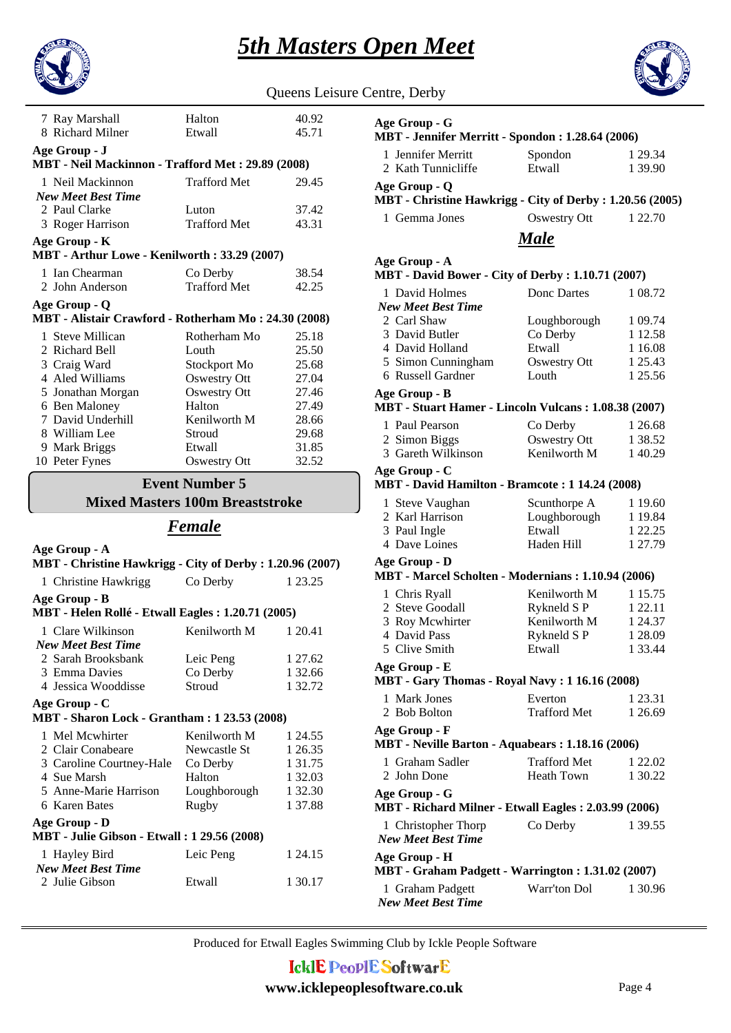# 5th Masters Open Meet

Queens Leisure Centre, Derby

| | | |
|---|---|---|
| 7 Ray Marshall | Halton | 40.92 |
| 8 Richard Milner | Etwall | 45.71 |

**Age Group - J**
**MBT - Neil Mackinnon - Trafford Met : 29.89 (2008)**

| | | |
|---|---|---|
| 1 Neil Mackinnon | Trafford Met | 29.45 |
| ***New Meet Best Time*** | | |
| 2 Paul Clarke | Luton | 37.42 |
| 3 Roger Harrison | Trafford Met | 43.31 |

**Age Group - K**
**MBT - Arthur Lowe - Kenilworth : 33.29 (2007)**

| | | |
|---|---|---|
| 1 Ian Chearman | Co Derby | 38.54 |
| 2 John Anderson | Trafford Met | 42.25 |

**Age Group - Q**
**MBT - Alistair Crawford - Rotherham Mo : 24.30 (2008)**

| | | |
|---|---|---|
| 1 Steve Millican | Rotherham Mo | 25.18 |
| 2 Richard Bell | Louth | 25.50 |
| 3 Craig Ward | Stockport Mo | 25.68 |
| 4 Aled Williams | Oswestry Ott | 27.04 |
| 5 Jonathan Morgan | Oswestry Ott | 27.46 |
| 6 Ben Maloney | Halton | 27.49 |
| 7 David Underhill | Kenilworth M | 28.66 |
| 8 William Lee | Stroud | 29.68 |
| 9 Mark Briggs | Etwall | 31.85 |
| 10 Peter Fynes | Oswestry Ott | 32.52 |

## Event Number 5
## Mixed Masters 100m Breaststroke

### *Female*

**Age Group - A**
**MBT - Christine Hawkrigg - City of Derby : 1.20.96 (2007)**

| | | |
|---|---|---|
| 1 Christine Hawkrigg | Co Derby | 1 23.25 |

**Age Group - B**
**MBT - Helen Rollé - Etwall Eagles : 1.20.71 (2005)**

| | | |
|---|---|---|
| 1 Clare Wilkinson | Kenilworth M | 1 20.41 |
| ***New Meet Best Time*** | | |
| 2 Sarah Brooksbank | Leic Peng | 1 27.62 |
| 3 Emma Davies | Co Derby | 1 32.66 |
| 4 Jessica Wooddisse | Stroud | 1 32.72 |

**Age Group - C**
**MBT - Sharon Lock - Grantham : 1 23.53 (2008)**

| | | |
|---|---|---|
| 1 Mel Mcwhirter | Kenilworth M | 1 24.55 |
| 2 Clair Conabeare | Newcastle St | 1 26.35 |
| 3 Caroline Courtney-Hale | Co Derby | 1 31.75 |
| 4 Sue Marsh | Halton | 1 32.03 |
| 5 Anne-Marie Harrison | Loughborough | 1 32.30 |
| 6 Karen Bates | Rugby | 1 37.88 |

**Age Group - D**
**MBT - Julie Gibson - Etwall : 1 29.56 (2008)**

| | | |
|---|---|---|
| 1 Hayley Bird | Leic Peng | 1 24.15 |
| ***New Meet Best Time*** | | |
| 2 Julie Gibson | Etwall | 1 30.17 |

**Age Group - G**
**MBT - Jennifer Merritt - Spondon : 1.28.64 (2006)**

| | | |
|---|---|---|
| 1 Jennifer Merritt | Spondon | 1 29.34 |
| 2 Kath Tunnicliffe | Etwall | 1 39.90 |

**Age Group - Q**
**MBT - Christine Hawkrigg - City of Derby : 1.20.56 (2005)**

| | | |
|---|---|---|
| 1 Gemma Jones | Oswestry Ott | 1 22.70 |

### *Male*

**Age Group - A**
**MBT - David Bower - City of Derby : 1.10.71 (2007)**

| | | |
|---|---|---|
| 1 David Holmes | Donc Dartes | 1 08.72 |
| ***New Meet Best Time*** | | |
| 2 Carl Shaw | Loughborough | 1 09.74 |
| 3 David Butler | Co Derby | 1 12.58 |
| 4 David Holland | Etwall | 1 16.08 |
| 5 Simon Cunningham | Oswestry Ott | 1 25.43 |
| 6 Russell Gardner | Louth | 1 25.56 |

**Age Group - B**
**MBT - Stuart Hamer - Lincoln Vulcans : 1.08.38 (2007)**

| | | |
|---|---|---|
| 1 Paul Pearson | Co Derby | 1 26.68 |
| 2 Simon Biggs | Oswestry Ott | 1 38.52 |
| 3 Gareth Wilkinson | Kenilworth M | 1 40.29 |

**Age Group - C**
**MBT - David Hamilton - Bramcote : 1 14.24 (2008)**

| | | |
|---|---|---|
| 1 Steve Vaughan | Scunthorpe A | 1 19.60 |
| 2 Karl Harrison | Loughborough | 1 19.84 |
| 3 Paul Ingle | Etwall | 1 22.25 |
| 4 Dave Loines | Haden Hill | 1 27.79 |

**Age Group - D**
**MBT - Marcel Scholten - Modernians : 1.10.94 (2006)**

| | | |
|---|---|---|
| 1 Chris Ryall | Kenilworth M | 1 15.75 |
| 2 Steve Goodall | Rykneld S P | 1 22.11 |
| 3 Roy Mcwhirter | Kenilworth M | 1 24.37 |
| 4 David Pass | Rykneld S P | 1 28.09 |
| 5 Clive Smith | Etwall | 1 33.44 |

**Age Group - E**
**MBT - Gary Thomas - Royal Navy : 1 16.16 (2008)**

| | | |
|---|---|---|
| 1 Mark Jones | Everton | 1 23.31 |
| 2 Bob Bolton | Trafford Met | 1 26.69 |

**Age Group - F**
**MBT - Neville Barton - Aquabears : 1.18.16 (2006)**

| | | |
|---|---|---|
| 1 Graham Sadler | Trafford Met | 1 22.02 |
| 2 John Done | Heath Town | 1 30.22 |

**Age Group - G**
**MBT - Richard Milner - Etwall Eagles : 2.03.99 (2006)**

| | | |
|---|---|---|
| 1 Christopher Thorp | Co Derby | 1 39.55 |
| ***New Meet Best Time*** | | |

**Age Group - H**
**MBT - Graham Padgett - Warrington : 1.31.02 (2007)**

| | | |
|---|---|---|
| 1 Graham Padgett | Warr'ton Dol | 1 30.96 |
| ***New Meet Best Time*** | | |

Produced for Etwall Eagles Swimming Club by Ickle People Software

IcklE PeoplE SoftwarE
www.icklepeoplesoftware.co.uk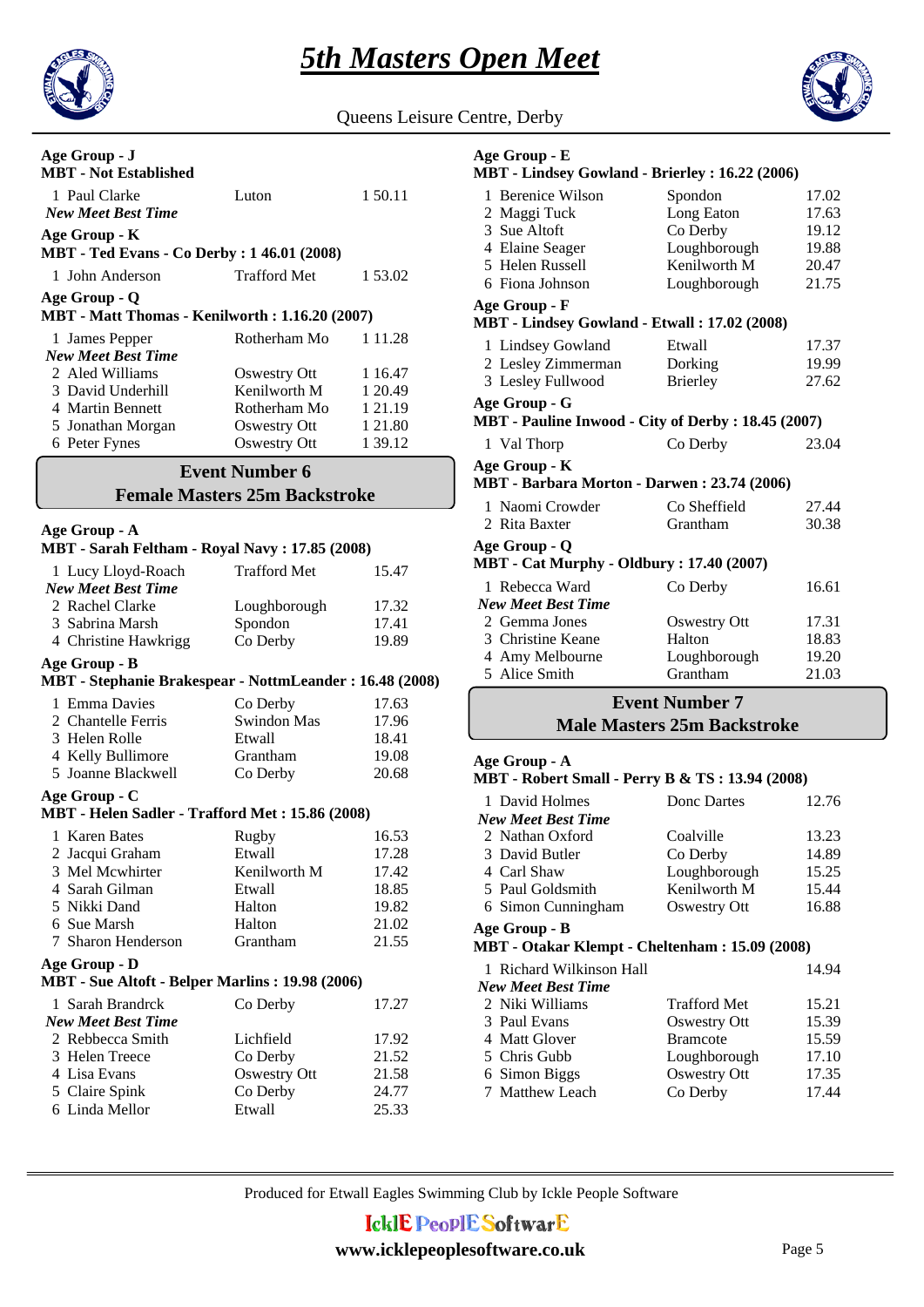**Age Group - J**
**MBT - Not Established**

| | | |
|---|---|---|
| 1 Paul Clarke | Luton | 1 50.11 |
| *New Meet Best Time* | | |

**Age Group - K**
**MBT - Ted Evans - Co Derby : 1 46.01 (2008)**

| | | |
|---|---|---|
| 1 John Anderson | Trafford Met | 1 53.02 |

**Age Group - Q**
**MBT - Matt Thomas - Kenilworth : 1.16.20 (2007)**

| | | |
|---|---|---|
| 1 James Pepper | Rotherham Mo | 1 11.28 |
| *New Meet Best Time* | | |
| 2 Aled Williams | Oswestry Ott | 1 16.47 |
| 3 David Underhill | Kenilworth M | 1 20.49 |
| 4 Martin Bennett | Rotherham Mo | 1 21.19 |
| 5 Jonathan Morgan | Oswestry Ott | 1 21.80 |
| 6 Peter Fynes | Oswestry Ott | 1 39.12 |

## Event Number 6
## Female Masters 25m Backstroke

**Age Group - A**
**MBT - Sarah Feltham - Royal Navy : 17.85 (2008)**

| | | |
|---|---|---|
| 1 Lucy Lloyd-Roach | Trafford Met | 15.47 |
| *New Meet Best Time* | | |
| 2 Rachel Clarke | Loughborough | 17.32 |
| 3 Sabrina Marsh | Spondon | 17.41 |
| 4 Christine Hawkrigg | Co Derby | 19.89 |

**Age Group - B**
**MBT - Stephanie Brakespear - NottmLeander : 16.48 (2008)**

| | | |
|---|---|---|
| 1 Emma Davies | Co Derby | 17.63 |
| 2 Chantelle Ferris | Swindon Mas | 17.96 |
| 3 Helen Rolle | Etwall | 18.41 |
| 4 Kelly Bullimore | Grantham | 19.08 |
| 5 Joanne Blackwell | Co Derby | 20.68 |

**Age Group - C**
**MBT - Helen Sadler - Trafford Met : 15.86 (2008)**

| | | |
|---|---|---|
| 1 Karen Bates | Rugby | 16.53 |
| 2 Jacqui Graham | Etwall | 17.28 |
| 3 Mel Mcwhirter | Kenilworth M | 17.42 |
| 4 Sarah Gilman | Etwall | 18.85 |
| 5 Nikki Dand | Halton | 19.82 |
| 6 Sue Marsh | Halton | 21.02 |
| 7 Sharon Henderson | Grantham | 21.55 |

**Age Group - D**
**MBT - Sue Altoft - Belper Marlins : 19.98 (2006)**

| | | |
|---|---|---|
| 1 Sarah Brandrck | Co Derby | 17.27 |
| *New Meet Best Time* | | |
| 2 Rebbecca Smith | Lichfield | 17.92 |
| 3 Helen Treece | Co Derby | 21.52 |
| 4 Lisa Evans | Oswestry Ott | 21.58 |
| 5 Claire Spink | Co Derby | 24.77 |
| 6 Linda Mellor | Etwall | 25.33 |

**Age Group - E**
**MBT - Lindsey Gowland - Brierley : 16.22 (2006)**

| | | |
|---|---|---|
| 1 Berenice Wilson | Spondon | 17.02 |
| 2 Maggi Tuck | Long Eaton | 17.63 |
| 3 Sue Altoft | Co Derby | 19.12 |
| 4 Elaine Seager | Loughborough | 19.88 |
| 5 Helen Russell | Kenilworth M | 20.47 |
| 6 Fiona Johnson | Loughborough | 21.75 |

**Age Group - F**
**MBT - Lindsey Gowland - Etwall : 17.02 (2008)**

| | | |
|---|---|---|
| 1 Lindsey Gowland | Etwall | 17.37 |
| 2 Lesley Zimmerman | Dorking | 19.99 |
| 3 Lesley Fullwood | Brierley | 27.62 |

**Age Group - G**
**MBT - Pauline Inwood - City of Derby : 18.45 (2007)**

| | | |
|---|---|---|
| 1 Val Thorp | Co Derby | 23.04 |

**Age Group - K**
**MBT - Barbara Morton - Darwen : 23.74 (2006)**

| | | |
|---|---|---|
| 1 Naomi Crowder | Co Sheffield | 27.44 |
| 2 Rita Baxter | Grantham | 30.38 |

**Age Group - Q**
**MBT - Cat Murphy - Oldbury : 17.40 (2007)**

| | | |
|---|---|---|
| 1 Rebecca Ward | Co Derby | 16.61 |
| *New Meet Best Time* | | |
| 2 Gemma Jones | Oswestry Ott | 17.31 |
| 3 Christine Keane | Halton | 18.83 |
| 4 Amy Melbourne | Loughborough | 19.20 |
| 5 Alice Smith | Grantham | 21.03 |

## Event Number 7
## Male Masters 25m Backstroke

**Age Group - A**
**MBT - Robert Small - Perry B & TS : 13.94 (2008)**

| | | |
|---|---|---|
| 1 David Holmes | Donc Dartes | 12.76 |
| *New Meet Best Time* | | |
| 2 Nathan Oxford | Coalville | 13.23 |
| 3 David Butler | Co Derby | 14.89 |
| 4 Carl Shaw | Loughborough | 15.25 |
| 5 Paul Goldsmith | Kenilworth M | 15.44 |
| 6 Simon Cunningham | Oswestry Ott | 16.88 |

**Age Group - B**
**MBT - Otakar Klempt - Cheltenham : 15.09 (2008)**

| | | |
|---|---|---|
| 1 Richard Wilkinson Hall | | 14.94 |
| *New Meet Best Time* | | |
| 2 Niki Williams | Trafford Met | 15.21 |
| 3 Paul Evans | Oswestry Ott | 15.39 |
| 4 Matt Glover | Bramcote | 15.59 |
| 5 Chris Gubb | Loughborough | 17.10 |
| 6 Simon Biggs | Oswestry Ott | 17.35 |
| 7 Matthew Leach | Co Derby | 17.44 |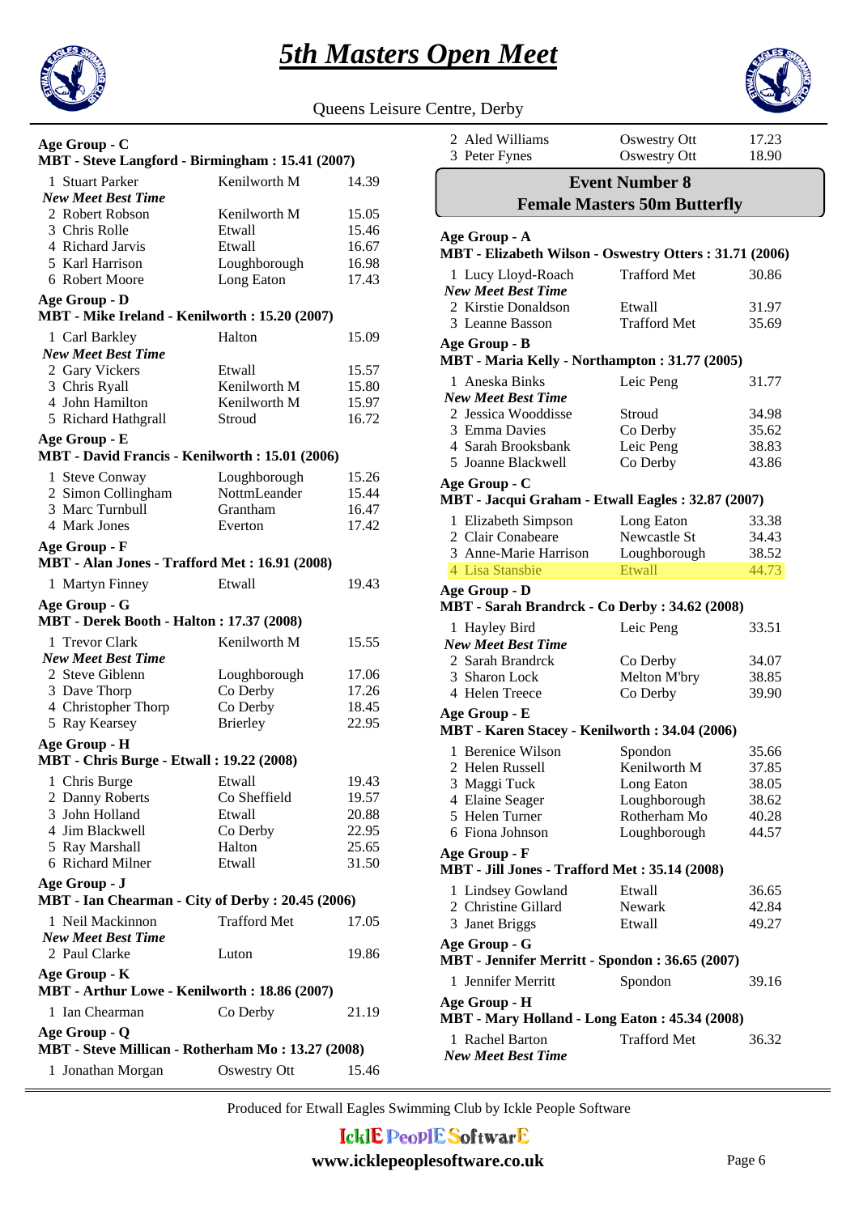# *5th Masters Open Meet*

Queens Leisure Centre, Derby

**Age Group - C**
**MBT - Steve Langford - Birmingham : 15.41 (2007)**

| | | |
|---|---|---|
| 1 Stuart Parker | Kenilworth M | 14.39 |
| ***New Meet Best Time*** | | |
| 2 Robert Robson | Kenilworth M | 15.05 |
| 3 Chris Rolle | Etwall | 15.46 |
| 4 Richard Jarvis | Etwall | 16.67 |
| 5 Karl Harrison | Loughborough | 16.98 |
| 6 Robert Moore | Long Eaton | 17.43 |

**Age Group - D**
**MBT - Mike Ireland - Kenilworth : 15.20 (2007)**

| | | |
|---|---|---|
| 1 Carl Barkley | Halton | 15.09 |
| ***New Meet Best Time*** | | |
| 2 Gary Vickers | Etwall | 15.57 |
| 3 Chris Ryall | Kenilworth M | 15.80 |
| 4 John Hamilton | Kenilworth M | 15.97 |
| 5 Richard Hathgrall | Stroud | 16.72 |

**Age Group - E**
**MBT - David Francis - Kenilworth : 15.01 (2006)**

| | | |
|---|---|---|
| 1 Steve Conway | Loughborough | 15.26 |
| 2 Simon Collingham | NottmLeander | 15.44 |
| 3 Marc Turnbull | Grantham | 16.47 |
| 4 Mark Jones | Everton | 17.42 |

**Age Group - F**
**MBT - Alan Jones - Trafford Met : 16.91 (2008)**

| | | |
|---|---|---|
| 1 Martyn Finney | Etwall | 19.43 |

**Age Group - G**
**MBT - Derek Booth - Halton : 17.37 (2008)**

| | | |
|---|---|---|
| 1 Trevor Clark | Kenilworth M | 15.55 |
| ***New Meet Best Time*** | | |
| 2 Steve Giblenn | Loughborough | 17.06 |
| 3 Dave Thorp | Co Derby | 17.26 |
| 4 Christopher Thorp | Co Derby | 18.45 |
| 5 Ray Kearsey | Brierley | 22.95 |

**Age Group - H**
**MBT - Chris Burge - Etwall : 19.22 (2008)**

| | | |
|---|---|---|
| 1 Chris Burge | Etwall | 19.43 |
| 2 Danny Roberts | Co Sheffield | 19.57 |
| 3 John Holland | Etwall | 20.88 |
| 4 Jim Blackwell | Co Derby | 22.95 |
| 5 Ray Marshall | Halton | 25.65 |
| 6 Richard Milner | Etwall | 31.50 |

**Age Group - J**
**MBT - Ian Chearman - City of Derby : 20.45 (2006)**

| | | |
|---|---|---|
| 1 Neil Mackinnon | Trafford Met | 17.05 |
| ***New Meet Best Time*** | | |
| 2 Paul Clarke | Luton | 19.86 |

**Age Group - K**
**MBT - Arthur Lowe - Kenilworth : 18.86 (2007)**

| | | |
|---|---|---|
| 1 Ian Chearman | Co Derby | 21.19 |

**Age Group - Q**
**MBT - Steve Millican - Rotherham Mo : 13.27 (2008)**

| | | |
|---|---|---|
| 1 Jonathan Morgan | Oswestry Ott | 15.46 |
| 2 Aled Williams | Oswestry Ott | 17.23 |
| 3 Peter Fynes | Oswestry Ott | 18.90 |

## Event Number 8
## Female Masters 50m Butterfly

**Age Group - A**
**MBT - Elizabeth Wilson - Oswestry Otters : 31.71 (2006)**

| | | |
|---|---|---|
| 1 Lucy Lloyd-Roach | Trafford Met | 30.86 |
| ***New Meet Best Time*** | | |
| 2 Kirstie Donaldson | Etwall | 31.97 |
| 3 Leanne Basson | Trafford Met | 35.69 |

**Age Group - B**
**MBT - Maria Kelly - Northampton : 31.77 (2005)**

| | | |
|---|---|---|
| 1 Aneska Binks | Leic Peng | 31.77 |
| ***New Meet Best Time*** | | |
| 2 Jessica Wooddisse | Stroud | 34.98 |
| 3 Emma Davies | Co Derby | 35.62 |
| 4 Sarah Brooksbank | Leic Peng | 38.83 |
| 5 Joanne Blackwell | Co Derby | 43.86 |

**Age Group - C**
**MBT - Jacqui Graham - Etwall Eagles : 32.87 (2007)**

| | | |
|---|---|---|
| 1 Elizabeth Simpson | Long Eaton | 33.38 |
| 2 Clair Conabeare | Newcastle St | 34.43 |
| 3 Anne-Marie Harrison | Loughborough | 38.52 |
| 4 Lisa Stansbie | Etwall | 44.73 |

**Age Group - D**
**MBT - Sarah Brandrck - Co Derby : 34.62 (2008)**

| | | |
|---|---|---|
| 1 Hayley Bird | Leic Peng | 33.51 |
| ***New Meet Best Time*** | | |
| 2 Sarah Brandrck | Co Derby | 34.07 |
| 3 Sharon Lock | Melton M'bry | 38.85 |
| 4 Helen Treece | Co Derby | 39.90 |

**Age Group - E**
**MBT - Karen Stacey - Kenilworth : 34.04 (2006)**

| | | |
|---|---|---|
| 1 Berenice Wilson | Spondon | 35.66 |
| 2 Helen Russell | Kenilworth M | 37.85 |
| 3 Maggi Tuck | Long Eaton | 38.05 |
| 4 Elaine Seager | Loughborough | 38.62 |
| 5 Helen Turner | Rotherham Mo | 40.28 |
| 6 Fiona Johnson | Loughborough | 44.57 |

**Age Group - F**
**MBT - Jill Jones - Trafford Met : 35.14 (2008)**

| | | |
|---|---|---|
| 1 Lindsey Gowland | Etwall | 36.65 |
| 2 Christine Gillard | Newark | 42.84 |
| 3 Janet Briggs | Etwall | 49.27 |

**Age Group - G**
**MBT - Jennifer Merritt - Spondon : 36.65 (2007)**

| | | |
|---|---|---|
| 1 Jennifer Merritt | Spondon | 39.16 |

**Age Group - H**
**MBT - Mary Holland - Long Eaton : 45.34 (2008)**

| | | |
|---|---|---|
| 1 Rachel Barton | Trafford Met | 36.32 |
| ***New Meet Best Time*** | | |

Produced for Etwall Eagles Swimming Club by Ickle People Software

IcklE PeoplE SoftwarE
www.icklepeoplesoftware.co.uk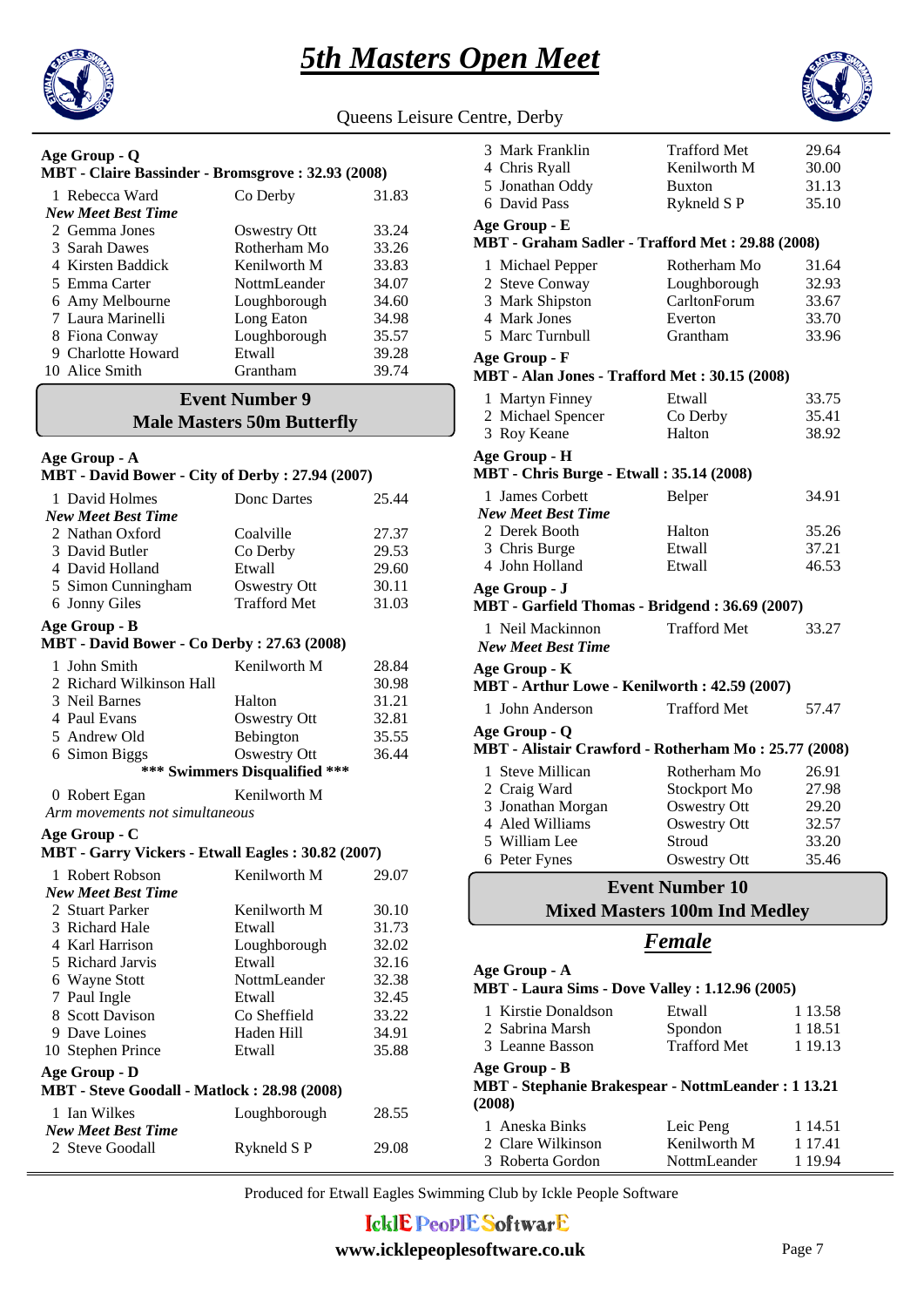# *5th Masters Open Meet*

Queens Leisure Centre, Derby

**Age Group - Q**
**MBT - Claire Bassinder - Bromsgrove : 32.93 (2008)**

| | | |
|---|---|---|
| 1 Rebecca Ward | Co Derby | 31.83 |
| *New Meet Best Time* | | |
| 2 Gemma Jones | Oswestry Ott | 33.24 |
| 3 Sarah Dawes | Rotherham Mo | 33.26 |
| 4 Kirsten Baddick | Kenilworth M | 33.83 |
| 5 Emma Carter | NottmLeander | 34.07 |
| 6 Amy Melbourne | Loughborough | 34.60 |
| 7 Laura Marinelli | Long Eaton | 34.98 |
| 8 Fiona Conway | Loughborough | 35.57 |
| 9 Charlotte Howard | Etwall | 39.28 |
| 10 Alice Smith | Grantham | 39.74 |

## Event Number 9
## Male Masters 50m Butterfly

**Age Group - A**
**MBT - David Bower - City of Derby : 27.94 (2007)**

| | | |
|---|---|---|
| 1 David Holmes | Donc Dartes | 25.44 |
| *New Meet Best Time* | | |
| 2 Nathan Oxford | Coalville | 27.37 |
| 3 David Butler | Co Derby | 29.53 |
| 4 David Holland | Etwall | 29.60 |
| 5 Simon Cunningham | Oswestry Ott | 30.11 |
| 6 Jonny Giles | Trafford Met | 31.03 |

**Age Group - B**
**MBT - David Bower - Co Derby : 27.63 (2008)**

| | | |
|---|---|---|
| 1 John Smith | Kenilworth M | 28.84 |
| 2 Richard Wilkinson Hall | | 30.98 |
| 3 Neil Barnes | Halton | 31.21 |
| 4 Paul Evans | Oswestry Ott | 32.81 |
| 5 Andrew Old | Bebington | 35.55 |
| 6 Simon Biggs | Oswestry Ott | 36.44 |

**\*\*\* Swimmers Disqualified \*\*\***

| | | |
|---|---|---|
| 0 Robert Egan | Kenilworth M | |
| *Arm movements not simultaneous* | | |

**Age Group - C**
**MBT - Garry Vickers - Etwall Eagles : 30.82 (2007)**

| | | |
|---|---|---|
| 1 Robert Robson | Kenilworth M | 29.07 |
| *New Meet Best Time* | | |
| 2 Stuart Parker | Kenilworth M | 30.10 |
| 3 Richard Hale | Etwall | 31.73 |
| 4 Karl Harrison | Loughborough | 32.02 |
| 5 Richard Jarvis | Etwall | 32.16 |
| 6 Wayne Stott | NottmLeander | 32.38 |
| 7 Paul Ingle | Etwall | 32.45 |
| 8 Scott Davison | Co Sheffield | 33.22 |
| 9 Dave Loines | Haden Hill | 34.91 |
| 10 Stephen Prince | Etwall | 35.88 |

**Age Group - D**
**MBT - Steve Goodall - Matlock : 28.98 (2008)**

| | | |
|---|---|---|
| 1 Ian Wilkes | Loughborough | 28.55 |
| *New Meet Best Time* | | |
| 2 Steve Goodall | Rykneld S P | 29.08 |
| 3 Mark Franklin | Trafford Met | 29.64 |
| 4 Chris Ryall | Kenilworth M | 30.00 |
| 5 Jonathan Oddy | Buxton | 31.13 |
| 6 David Pass | Rykneld S P | 35.10 |

**Age Group - E**
**MBT - Graham Sadler - Trafford Met : 29.88 (2008)**

| | | |
|---|---|---|
| 1 Michael Pepper | Rotherham Mo | 31.64 |
| 2 Steve Conway | Loughborough | 32.93 |
| 3 Mark Shipston | CarltonForum | 33.67 |
| 4 Mark Jones | Everton | 33.70 |
| 5 Marc Turnbull | Grantham | 33.96 |

**Age Group - F**
**MBT - Alan Jones - Trafford Met : 30.15 (2008)**

| | | |
|---|---|---|
| 1 Martyn Finney | Etwall | 33.75 |
| 2 Michael Spencer | Co Derby | 35.41 |
| 3 Roy Keane | Halton | 38.92 |

**Age Group - H**
**MBT - Chris Burge - Etwall : 35.14 (2008)**

| | | |
|---|---|---|
| 1 James Corbett | Belper | 34.91 |
| *New Meet Best Time* | | |
| 2 Derek Booth | Halton | 35.26 |
| 3 Chris Burge | Etwall | 37.21 |
| 4 John Holland | Etwall | 46.53 |

**Age Group - J**
**MBT - Garfield Thomas - Bridgend : 36.69 (2007)**

| | | |
|---|---|---|
| 1 Neil Mackinnon | Trafford Met | 33.27 |
| *New Meet Best Time* | | |

**Age Group - K**
**MBT - Arthur Lowe - Kenilworth : 42.59 (2007)**

| | | |
|---|---|---|
| 1 John Anderson | Trafford Met | 57.47 |

**Age Group - Q**
**MBT - Alistair Crawford - Rotherham Mo : 25.77 (2008)**

| | | |
|---|---|---|
| 1 Steve Millican | Rotherham Mo | 26.91 |
| 2 Craig Ward | Stockport Mo | 27.98 |
| 3 Jonathan Morgan | Oswestry Ott | 29.20 |
| 4 Aled Williams | Oswestry Ott | 32.57 |
| 5 William Lee | Stroud | 33.20 |
| 6 Peter Fynes | Oswestry Ott | 35.46 |

## Event Number 10
## Mixed Masters 100m Ind Medley

### *Female*

**Age Group - A**
**MBT - Laura Sims - Dove Valley : 1.12.96 (2005)**

| | | |
|---|---|---|
| 1 Kirstie Donaldson | Etwall | 1 13.58 |
| 2 Sabrina Marsh | Spondon | 1 18.51 |
| 3 Leanne Basson | Trafford Met | 1 19.13 |

**Age Group - B**
**MBT - Stephanie Brakespear - NottmLeander : 1 13.21 (2008)**

| | | |
|---|---|---|
| 1 Aneska Binks | Leic Peng | 1 14.51 |
| 2 Clare Wilkinson | Kenilworth M | 1 17.41 |
| 3 Roberta Gordon | NottmLeander | 1 19.94 |

Produced for Etwall Eagles Swimming Club by Ickle People Software

www.icklepeoplesoftware.co.uk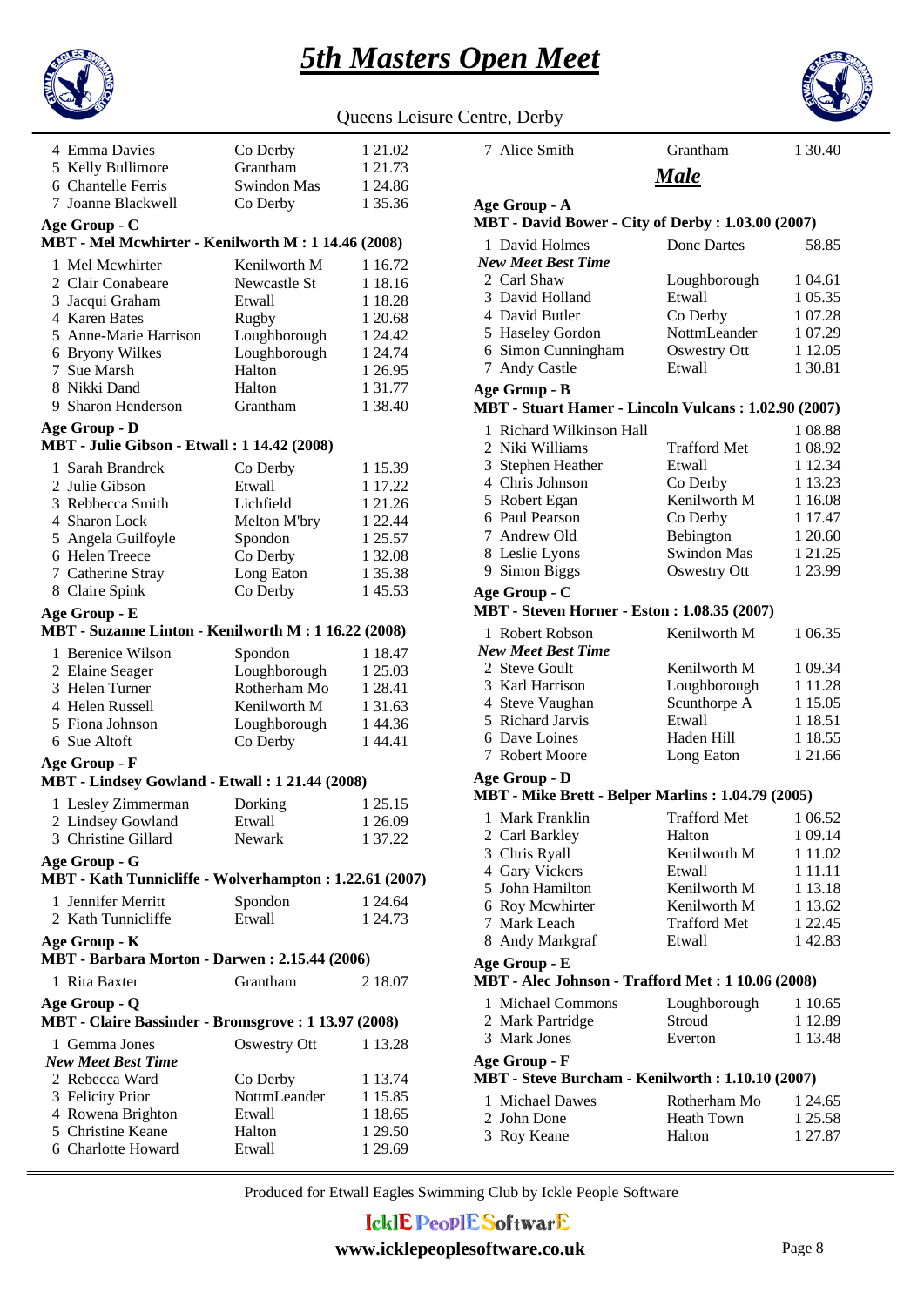# 5th Masters Open Meet

Queens Leisure Centre, Derby

| | | |
|---|---|---|
| 4 Emma Davies | Co Derby | 1 21.02 |
| 5 Kelly Bullimore | Grantham | 1 21.73 |
| 6 Chantelle Ferris | Swindon Mas | 1 24.86 |
| 7 Joanne Blackwell | Co Derby | 1 35.36 |

**Age Group - C**
**MBT - Mel Mcwhirter - Kenilworth M : 1 14.46 (2008)**

| | | |
|---|---|---|
| 1 Mel Mcwhirter | Kenilworth M | 1 16.72 |
| 2 Clair Conabeare | Newcastle St | 1 18.16 |
| 3 Jacqui Graham | Etwall | 1 18.28 |
| 4 Karen Bates | Rugby | 1 20.68 |
| 5 Anne-Marie Harrison | Loughborough | 1 24.42 |
| 6 Bryony Wilkes | Loughborough | 1 24.74 |
| 7 Sue Marsh | Halton | 1 26.95 |
| 8 Nikki Dand | Halton | 1 31.77 |
| 9 Sharon Henderson | Grantham | 1 38.40 |

**Age Group - D**
**MBT - Julie Gibson - Etwall : 1 14.42 (2008)**

| | | |
|---|---|---|
| 1 Sarah Brandrck | Co Derby | 1 15.39 |
| 2 Julie Gibson | Etwall | 1 17.22 |
| 3 Rebbecca Smith | Lichfield | 1 21.26 |
| 4 Sharon Lock | Melton M'bry | 1 22.44 |
| 5 Angela Guilfoyle | Spondon | 1 25.57 |
| 6 Helen Treece | Co Derby | 1 32.08 |
| 7 Catherine Stray | Long Eaton | 1 35.38 |
| 8 Claire Spink | Co Derby | 1 45.53 |

**Age Group - E**
**MBT - Suzanne Linton - Kenilworth M : 1 16.22 (2008)**

| | | |
|---|---|---|
| 1 Berenice Wilson | Spondon | 1 18.47 |
| 2 Elaine Seager | Loughborough | 1 25.03 |
| 3 Helen Turner | Rotherham Mo | 1 28.41 |
| 4 Helen Russell | Kenilworth M | 1 31.63 |
| 5 Fiona Johnson | Loughborough | 1 44.36 |
| 6 Sue Altoft | Co Derby | 1 44.41 |

**Age Group - F**
**MBT - Lindsey Gowland - Etwall : 1 21.44 (2008)**

| | | |
|---|---|---|
| 1 Lesley Zimmerman | Dorking | 1 25.15 |
| 2 Lindsey Gowland | Etwall | 1 26.09 |
| 3 Christine Gillard | Newark | 1 37.22 |

**Age Group - G**
**MBT - Kath Tunnicliffe - Wolverhampton : 1.22.61 (2007)**

| | | |
|---|---|---|
| 1 Jennifer Merritt | Spondon | 1 24.64 |
| 2 Kath Tunnicliffe | Etwall | 1 24.73 |

**Age Group - K**
**MBT - Barbara Morton - Darwen : 2.15.44 (2006)**

| | | |
|---|---|---|
| 1 Rita Baxter | Grantham | 2 18.07 |

**Age Group - Q**
**MBT - Claire Bassinder - Bromsgrove : 1 13.97 (2008)**

| | | |
|---|---|---|
| 1 Gemma Jones | Oswestry Ott | 1 13.28 |
| *New Meet Best Time* | | |
| 2 Rebecca Ward | Co Derby | 1 13.74 |
| 3 Felicity Prior | NottmLeander | 1 15.85 |
| 4 Rowena Brighton | Etwall | 1 18.65 |
| 5 Christine Keane | Halton | 1 29.50 |
| 6 Charlotte Howard | Etwall | 1 29.69 |
| 7 Alice Smith | Grantham | 1 30.40 |

## *Male*

**Age Group - A**
**MBT - David Bower - City of Derby : 1.03.00 (2007)**

| | | |
|---|---|---|
| 1 David Holmes | Donc Dartes | 58.85 |
| *New Meet Best Time* | | |
| 2 Carl Shaw | Loughborough | 1 04.61 |
| 3 David Holland | Etwall | 1 05.35 |
| 4 David Butler | Co Derby | 1 07.28 |
| 5 Haseley Gordon | NottmLeander | 1 07.29 |
| 6 Simon Cunningham | Oswestry Ott | 1 12.05 |
| 7 Andy Castle | Etwall | 1 30.81 |

**Age Group - B**
**MBT - Stuart Hamer - Lincoln Vulcans : 1.02.90 (2007)**

| | | |
|---|---|---|
| 1 Richard Wilkinson Hall | | 1 08.88 |
| 2 Niki Williams | Trafford Met | 1 08.92 |
| 3 Stephen Heather | Etwall | 1 12.34 |
| 4 Chris Johnson | Co Derby | 1 13.23 |
| 5 Robert Egan | Kenilworth M | 1 16.08 |
| 6 Paul Pearson | Co Derby | 1 17.47 |
| 7 Andrew Old | Bebington | 1 20.60 |
| 8 Leslie Lyons | Swindon Mas | 1 21.25 |
| 9 Simon Biggs | Oswestry Ott | 1 23.99 |

**Age Group - C**
**MBT - Steven Horner - Eston : 1.08.35 (2007)**

| | | |
|---|---|---|
| 1 Robert Robson | Kenilworth M | 1 06.35 |
| *New Meet Best Time* | | |
| 2 Steve Goult | Kenilworth M | 1 09.34 |
| 3 Karl Harrison | Loughborough | 1 11.28 |
| 4 Steve Vaughan | Scunthorpe A | 1 15.05 |
| 5 Richard Jarvis | Etwall | 1 18.51 |
| 6 Dave Loines | Haden Hill | 1 18.55 |
| 7 Robert Moore | Long Eaton | 1 21.66 |

**Age Group - D**
**MBT - Mike Brett - Belper Marlins : 1.04.79 (2005)**

| | | |
|---|---|---|
| 1 Mark Franklin | Trafford Met | 1 06.52 |
| 2 Carl Barkley | Halton | 1 09.14 |
| 3 Chris Ryall | Kenilworth M | 1 11.02 |
| 4 Gary Vickers | Etwall | 1 11.11 |
| 5 John Hamilton | Kenilworth M | 1 13.18 |
| 6 Roy Mcwhirter | Kenilworth M | 1 13.62 |
| 7 Mark Leach | Trafford Met | 1 22.45 |
| 8 Andy Markgraf | Etwall | 1 42.83 |

**Age Group - E**
**MBT - Alec Johnson - Trafford Met : 1 10.06 (2008)**

| | | |
|---|---|---|
| 1 Michael Commons | Loughborough | 1 10.65 |
| 2 Mark Partridge | Stroud | 1 12.89 |
| 3 Mark Jones | Everton | 1 13.48 |

**Age Group - F**
**MBT - Steve Burcham - Kenilworth : 1.10.10 (2007)**

| | | |
|---|---|---|
| 1 Michael Dawes | Rotherham Mo | 1 24.65 |
| 2 John Done | Heath Town | 1 25.58 |
| 3 Roy Keane | Halton | 1 27.87 |

Produced for Etwall Eagles Swimming Club by Ickle People Software

IcklE PeoplE SoftwarE
www.icklepeoplesoftware.co.uk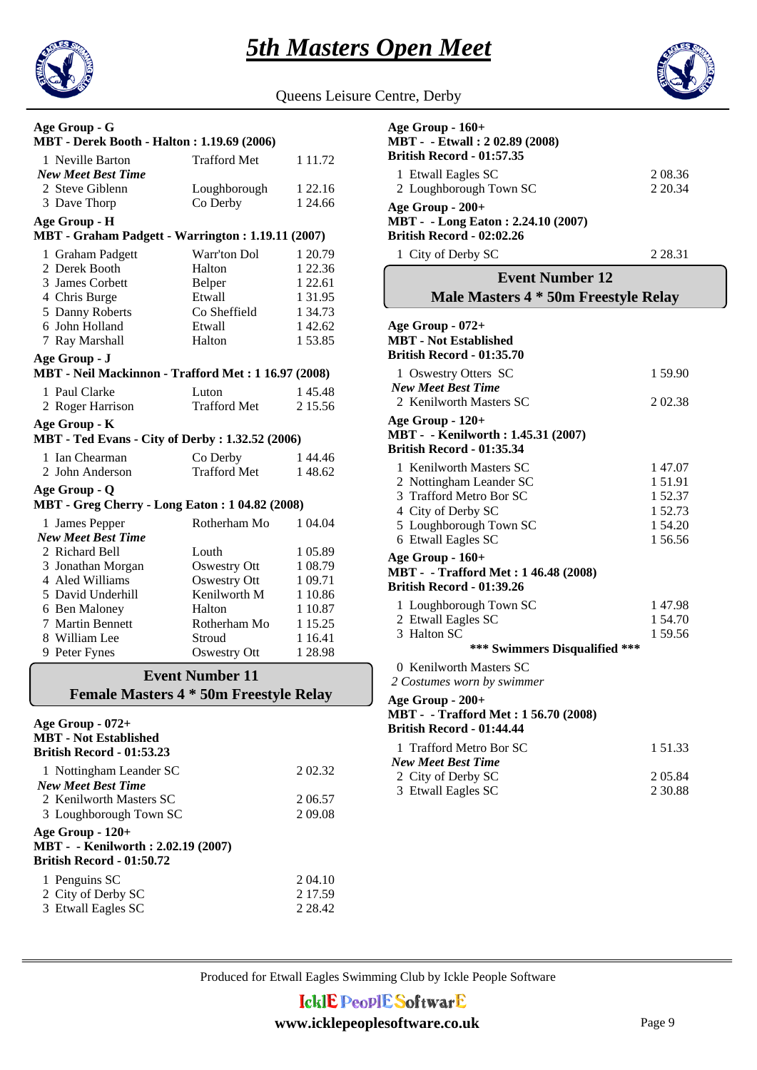**Age Group - G**
**MBT - Derek Booth - Halton : 1.19.69 (2006)**

| | | |
|---|---|---|
| 1 Neville Barton | Trafford Met | 1 11.72 |
| *New Meet Best Time* | | |
| 2 Steve Giblenn | Loughborough | 1 22.16 |
| 3 Dave Thorp | Co Derby | 1 24.66 |

**Age Group - H**
**MBT - Graham Padgett - Warrington : 1.19.11 (2007)**

| | | |
|---|---|---|
| 1 Graham Padgett | Warr'ton Dol | 1 20.79 |
| 2 Derek Booth | Halton | 1 22.36 |
| 3 James Corbett | Belper | 1 22.61 |
| 4 Chris Burge | Etwall | 1 31.95 |
| 5 Danny Roberts | Co Sheffield | 1 34.73 |
| 6 John Holland | Etwall | 1 42.62 |
| 7 Ray Marshall | Halton | 1 53.85 |

**Age Group - J**
**MBT - Neil Mackinnon - Trafford Met : 1 16.97 (2008)**

| | | |
|---|---|---|
| 1 Paul Clarke | Luton | 1 45.48 |
| 2 Roger Harrison | Trafford Met | 2 15.56 |

**Age Group - K**
**MBT - Ted Evans - City of Derby : 1.32.52 (2006)**

| | | |
|---|---|---|
| 1 Ian Chearman | Co Derby | 1 44.46 |
| 2 John Anderson | Trafford Met | 1 48.62 |

**Age Group - Q**
**MBT - Greg Cherry - Long Eaton : 1 04.82 (2008)**

| | | |
|---|---|---|
| 1 James Pepper | Rotherham Mo | 1 04.04 |
| *New Meet Best Time* | | |
| 2 Richard Bell | Louth | 1 05.89 |
| 3 Jonathan Morgan | Oswestry Ott | 1 08.79 |
| 4 Aled Williams | Oswestry Ott | 1 09.71 |
| 5 David Underhill | Kenilworth M | 1 10.86 |
| 6 Ben Maloney | Halton | 1 10.87 |
| 7 Martin Bennett | Rotherham Mo | 1 15.25 |
| 8 William Lee | Stroud | 1 16.41 |
| 9 Peter Fynes | Oswestry Ott | 1 28.98 |

## Event Number 11
## Female Masters 4 * 50m Freestyle Relay

**Age Group - 072+**
**MBT - Not Established**
**British Record - 01:53.23**

| | |
|---|---|
| 1 Nottingham Leander SC | 2 02.32 |
| *New Meet Best Time* | |
| 2 Kenilworth Masters SC | 2 06.57 |
| 3 Loughborough Town SC | 2 09.08 |

**Age Group - 120+**
**MBT - - Kenilworth : 2.02.19 (2007)**
**British Record - 01:50.72**

| | |
|---|---|
| 1 Penguins SC | 2 04.10 |
| 2 City of Derby SC | 2 17.59 |
| 3 Etwall Eagles SC | 2 28.42 |

**Age Group - 160+**
**MBT - - Etwall : 2 02.89 (2008)**
**British Record - 01:57.35**

| | |
|---|---|
| 1 Etwall Eagles SC | 2 08.36 |
| 2 Loughborough Town SC | 2 20.34 |

**Age Group - 200+**
**MBT - - Long Eaton : 2.24.10 (2007)**
**British Record - 02:02.26**

| | |
|---|---|
| 1 City of Derby SC | 2 28.31 |

## Event Number 12
## Male Masters 4 * 50m Freestyle Relay

**Age Group - 072+**
**MBT - Not Established**
**British Record - 01:35.70**

| | |
|---|---|
| 1 Oswestry Otters SC | 1 59.90 |
| *New Meet Best Time* | |
| 2 Kenilworth Masters SC | 2 02.38 |

**Age Group - 120+**
**MBT - - Kenilworth : 1.45.31 (2007)**
**British Record - 01:35.34**

| | |
|---|---|
| 1 Kenilworth Masters SC | 1 47.07 |
| 2 Nottingham Leander SC | 1 51.91 |
| 3 Trafford Metro Bor SC | 1 52.37 |
| 4 City of Derby SC | 1 52.73 |
| 5 Loughborough Town SC | 1 54.20 |
| 6 Etwall Eagles SC | 1 56.56 |

**Age Group - 160+**
**MBT - - Trafford Met : 1 46.48 (2008)**
**British Record - 01:39.26**

| | |
|---|---|
| 1 Loughborough Town SC | 1 47.98 |
| 2 Etwall Eagles SC | 1 54.70 |
| 3 Halton SC | 1 59.56 |

**\*\*\* Swimmers Disqualified \*\*\***

0 Kenilworth Masters SC
*2 Costumes worn by swimmer*

**Age Group - 200+**
**MBT - - Trafford Met : 1 56.70 (2008)**
**British Record - 01:44.44**

| | |
|---|---|
| 1 Trafford Metro Bor SC | 1 51.33 |
| *New Meet Best Time* | |
| 2 City of Derby SC | 2 05.84 |
| 3 Etwall Eagles SC | 2 30.88 |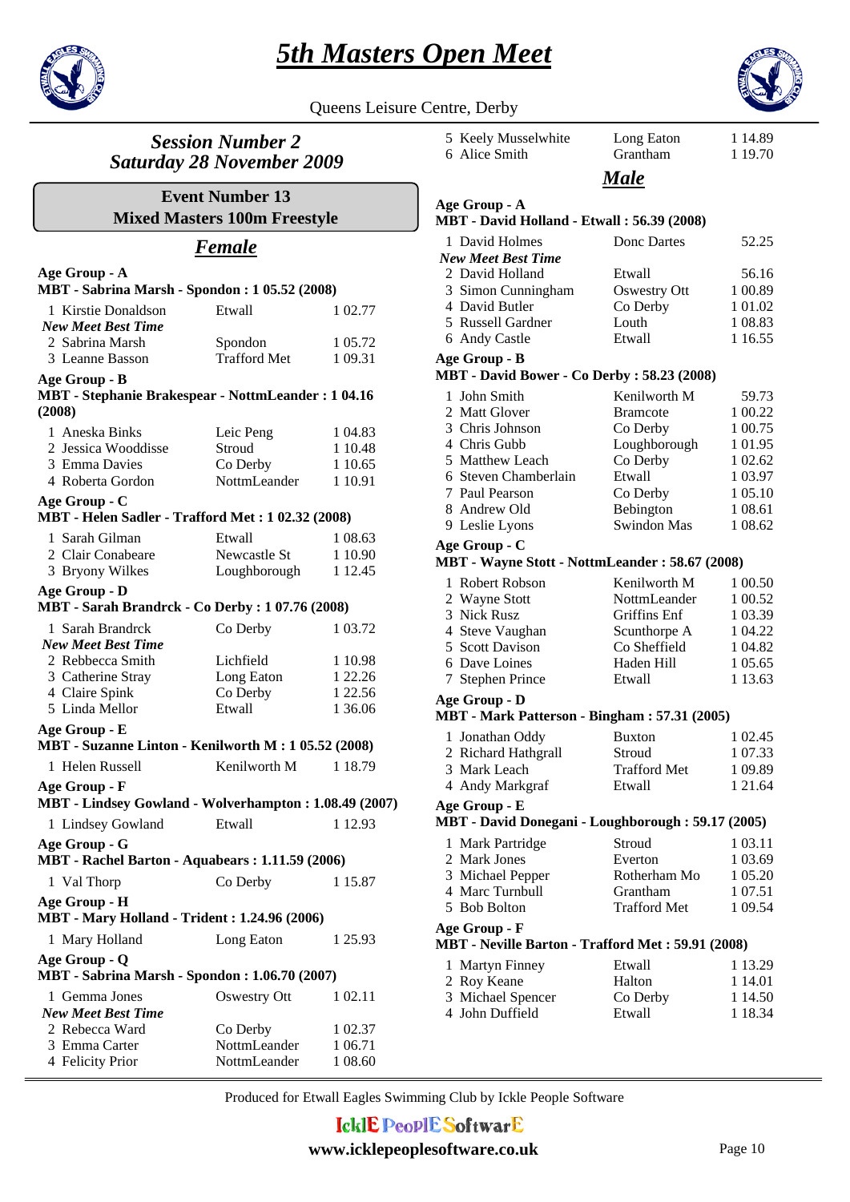# 5th Masters Open Meet

Queens Leisure Centre, Derby

## Session Number 2
## Saturday 28 November 2009

### Event Number 13
### Mixed Masters 100m Freestyle

#### Female

**Age Group - A**
**MBT - Sabrina Marsh - Spondon : 1 05.52 (2008)**

| | | |
|---|---|---|
| 1 Kirstie Donaldson | Etwall | 1 02.77 |
| *New Meet Best Time* | | |
| 2 Sabrina Marsh | Spondon | 1 05.72 |
| 3 Leanne Basson | Trafford Met | 1 09.31 |

**Age Group - B**
**MBT - Stephanie Brakespear - NottmLeander : 1 04.16 (2008)**

| | | |
|---|---|---|
| 1 Aneska Binks | Leic Peng | 1 04.83 |
| 2 Jessica Wooddisse | Stroud | 1 10.48 |
| 3 Emma Davies | Co Derby | 1 10.65 |
| 4 Roberta Gordon | NottmLeander | 1 10.91 |

**Age Group - C**
**MBT - Helen Sadler - Trafford Met : 1 02.32 (2008)**

| | | |
|---|---|---|
| 1 Sarah Gilman | Etwall | 1 08.63 |
| 2 Clair Conabeare | Newcastle St | 1 10.90 |
| 3 Bryony Wilkes | Loughborough | 1 12.45 |

**Age Group - D**
**MBT - Sarah Brandrck - Co Derby : 1 07.76 (2008)**

| | | |
|---|---|---|
| 1 Sarah Brandrck | Co Derby | 1 03.72 |
| *New Meet Best Time* | | |
| 2 Rebbecca Smith | Lichfield | 1 10.98 |
| 3 Catherine Stray | Long Eaton | 1 22.26 |
| 4 Claire Spink | Co Derby | 1 22.56 |
| 5 Linda Mellor | Etwall | 1 36.06 |

**Age Group - E**
**MBT - Suzanne Linton - Kenilworth M : 1 05.52 (2008)**

| | | |
|---|---|---|
| 1 Helen Russell | Kenilworth M | 1 18.79 |

**Age Group - F**
**MBT - Lindsey Gowland - Wolverhampton : 1.08.49 (2007)**

| | | |
|---|---|---|
| 1 Lindsey Gowland | Etwall | 1 12.93 |

**Age Group - G**
**MBT - Rachel Barton - Aquabears : 1.11.59 (2006)**

| | | |
|---|---|---|
| 1 Val Thorp | Co Derby | 1 15.87 |

**Age Group - H**
**MBT - Mary Holland - Trident : 1.24.96 (2006)**

| | | |
|---|---|---|
| 1 Mary Holland | Long Eaton | 1 25.93 |

**Age Group - Q**
**MBT - Sabrina Marsh - Spondon : 1.06.70 (2007)**

| | | |
|---|---|---|
| 1 Gemma Jones | Oswestry Ott | 1 02.11 |
| *New Meet Best Time* | | |
| 2 Rebecca Ward | Co Derby | 1 02.37 |
| 3 Emma Carter | NottmLeander | 1 06.71 |
| 4 Felicity Prior | NottmLeander | 1 08.60 |
| 5 Keely Musselwhite | Long Eaton | 1 14.89 |
| 6 Alice Smith | Grantham | 1 19.70 |

#### Male

**Age Group - A**
**MBT - David Holland - Etwall : 56.39 (2008)**

| | | |
|---|---|---|
| 1 David Holmes | Donc Dartes | 52.25 |
| *New Meet Best Time* | | |
| 2 David Holland | Etwall | 56.16 |
| 3 Simon Cunningham | Oswestry Ott | 1 00.89 |
| 4 David Butler | Co Derby | 1 01.02 |
| 5 Russell Gardner | Louth | 1 08.83 |
| 6 Andy Castle | Etwall | 1 16.55 |

**Age Group - B**
**MBT - David Bower - Co Derby : 58.23 (2008)**

| | | |
|---|---|---|
| 1 John Smith | Kenilworth M | 59.73 |
| 2 Matt Glover | Bramcote | 1 00.22 |
| 3 Chris Johnson | Co Derby | 1 00.75 |
| 4 Chris Gubb | Loughborough | 1 01.95 |
| 5 Matthew Leach | Co Derby | 1 02.62 |
| 6 Steven Chamberlain | Etwall | 1 03.97 |
| 7 Paul Pearson | Co Derby | 1 05.10 |
| 8 Andrew Old | Bebington | 1 08.61 |
| 9 Leslie Lyons | Swindon Mas | 1 08.62 |

**Age Group - C**
**MBT - Wayne Stott - NottmLeander : 58.67 (2008)**

| | | |
|---|---|---|
| 1 Robert Robson | Kenilworth M | 1 00.50 |
| 2 Wayne Stott | NottmLeander | 1 00.52 |
| 3 Nick Rusz | Griffins Enf | 1 03.39 |
| 4 Steve Vaughan | Scunthorpe A | 1 04.22 |
| 5 Scott Davison | Co Sheffield | 1 04.82 |
| 6 Dave Loines | Haden Hill | 1 05.65 |
| 7 Stephen Prince | Etwall | 1 13.63 |

**Age Group - D**
**MBT - Mark Patterson - Bingham : 57.31 (2005)**

| | | |
|---|---|---|
| 1 Jonathan Oddy | Buxton | 1 02.45 |
| 2 Richard Hathgrall | Stroud | 1 07.33 |
| 3 Mark Leach | Trafford Met | 1 09.89 |
| 4 Andy Markgraf | Etwall | 1 21.64 |

**Age Group - E**
**MBT - David Donegani - Loughborough : 59.17 (2005)**

| | | |
|---|---|---|
| 1 Mark Partridge | Stroud | 1 03.11 |
| 2 Mark Jones | Everton | 1 03.69 |
| 3 Michael Pepper | Rotherham Mo | 1 05.20 |
| 4 Marc Turnbull | Grantham | 1 07.51 |
| 5 Bob Bolton | Trafford Met | 1 09.54 |

**Age Group - F**
**MBT - Neville Barton - Trafford Met : 59.91 (2008)**

| | | |
|---|---|---|
| 1 Martyn Finney | Etwall | 1 13.29 |
| 2 Roy Keane | Halton | 1 14.01 |
| 3 Michael Spencer | Co Derby | 1 14.50 |
| 4 John Duffield | Etwall | 1 18.34 |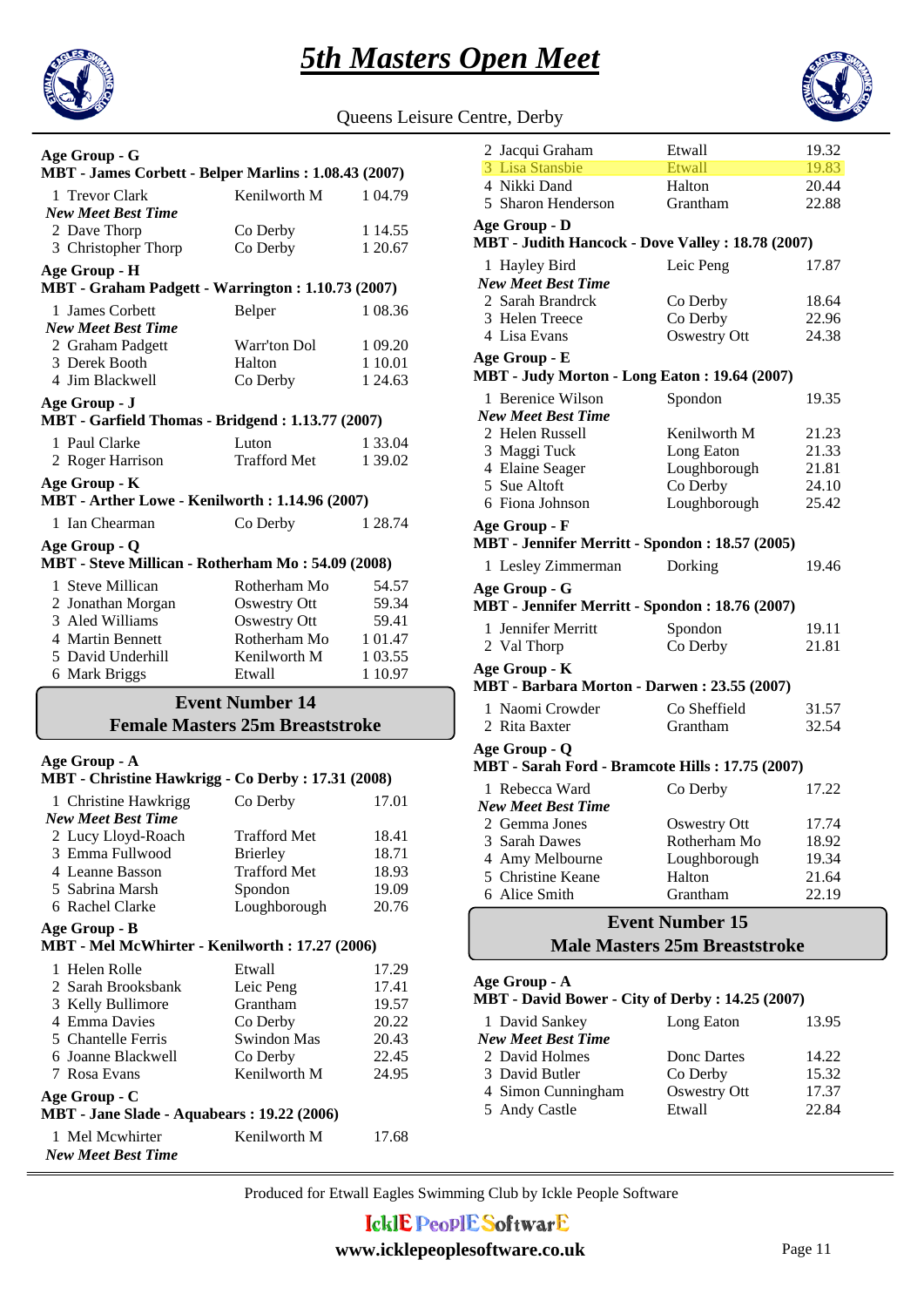# 5th Masters Open Meet

Queens Leisure Centre, Derby

**Age Group - G**
**MBT - James Corbett - Belper Marlins : 1.08.43 (2007)**

| | | |
|---|---|---|
| 1 Trevor Clark | Kenilworth M | 1 04.79 |
| *New Meet Best Time* | | |
| 2 Dave Thorp | Co Derby | 1 14.55 |
| 3 Christopher Thorp | Co Derby | 1 20.67 |

**Age Group - H**
**MBT - Graham Padgett - Warrington : 1.10.73 (2007)**

| | | |
|---|---|---|
| 1 James Corbett | Belper | 1 08.36 |
| *New Meet Best Time* | | |
| 2 Graham Padgett | Warr'ton Dol | 1 09.20 |
| 3 Derek Booth | Halton | 1 10.01 |
| 4 Jim Blackwell | Co Derby | 1 24.63 |

**Age Group - J**
**MBT - Garfield Thomas - Bridgend : 1.13.77 (2007)**

| | | |
|---|---|---|
| 1 Paul Clarke | Luton | 1 33.04 |
| 2 Roger Harrison | Trafford Met | 1 39.02 |

**Age Group - K**
**MBT - Arther Lowe - Kenilworth : 1.14.96 (2007)**

| | | |
|---|---|---|
| 1 Ian Chearman | Co Derby | 1 28.74 |

**Age Group - Q**
**MBT - Steve Millican - Rotherham Mo : 54.09 (2008)**

| | | |
|---|---|---|
| 1 Steve Millican | Rotherham Mo | 54.57 |
| 2 Jonathan Morgan | Oswestry Ott | 59.34 |
| 3 Aled Williams | Oswestry Ott | 59.41 |
| 4 Martin Bennett | Rotherham Mo | 1 01.47 |
| 5 David Underhill | Kenilworth M | 1 03.55 |
| 6 Mark Briggs | Etwall | 1 10.97 |

## Event Number 14
## Female Masters 25m Breaststroke

**Age Group - A**
**MBT - Christine Hawkrigg - Co Derby : 17.31 (2008)**

| | | |
|---|---|---|
| 1 Christine Hawkrigg | Co Derby | 17.01 |
| *New Meet Best Time* | | |
| 2 Lucy Lloyd-Roach | Trafford Met | 18.41 |
| 3 Emma Fullwood | Brierley | 18.71 |
| 4 Leanne Basson | Trafford Met | 18.93 |
| 5 Sabrina Marsh | Spondon | 19.09 |
| 6 Rachel Clarke | Loughborough | 20.76 |

**Age Group - B**
**MBT - Mel McWhirter - Kenilworth : 17.27 (2006)**

| | | |
|---|---|---|
| 1 Helen Rolle | Etwall | 17.29 |
| 2 Sarah Brooksbank | Leic Peng | 17.41 |
| 3 Kelly Bullimore | Grantham | 19.57 |
| 4 Emma Davies | Co Derby | 20.22 |
| 5 Chantelle Ferris | Swindon Mas | 20.43 |
| 6 Joanne Blackwell | Co Derby | 22.45 |
| 7 Rosa Evans | Kenilworth M | 24.95 |

**Age Group - C**
**MBT - Jane Slade - Aquabears : 19.22 (2006)**

| | | |
|---|---|---|
| 1 Mel Mcwhirter | Kenilworth M | 17.68 |
| *New Meet Best Time* | | |
| 2 Jacqui Graham | Etwall | 19.32 |
| 3 Lisa Stansbie | Etwall | 19.83 |
| 4 Nikki Dand | Halton | 20.44 |
| 5 Sharon Henderson | Grantham | 22.88 |

**Age Group - D**
**MBT - Judith Hancock - Dove Valley : 18.78 (2007)**

| | | |
|---|---|---|
| 1 Hayley Bird | Leic Peng | 17.87 |
| *New Meet Best Time* | | |
| 2 Sarah Brandrck | Co Derby | 18.64 |
| 3 Helen Treece | Co Derby | 22.96 |
| 4 Lisa Evans | Oswestry Ott | 24.38 |

**Age Group - E**
**MBT - Judy Morton - Long Eaton : 19.64 (2007)**

| | | |
|---|---|---|
| 1 Berenice Wilson | Spondon | 19.35 |
| *New Meet Best Time* | | |
| 2 Helen Russell | Kenilworth M | 21.23 |
| 3 Maggi Tuck | Long Eaton | 21.33 |
| 4 Elaine Seager | Loughborough | 21.81 |
| 5 Sue Altoft | Co Derby | 24.10 |
| 6 Fiona Johnson | Loughborough | 25.42 |

**Age Group - F**
**MBT - Jennifer Merritt - Spondon : 18.57 (2005)**

| | | |
|---|---|---|
| 1 Lesley Zimmerman | Dorking | 19.46 |

**Age Group - G**
**MBT - Jennifer Merritt - Spondon : 18.76 (2007)**

| | | |
|---|---|---|
| 1 Jennifer Merritt | Spondon | 19.11 |
| 2 Val Thorp | Co Derby | 21.81 |

**Age Group - K**
**MBT - Barbara Morton - Darwen : 23.55 (2007)**

| | | |
|---|---|---|
| 1 Naomi Crowder | Co Sheffield | 31.57 |
| 2 Rita Baxter | Grantham | 32.54 |

**Age Group - Q**
**MBT - Sarah Ford - Bramcote Hills : 17.75 (2007)**

| | | |
|---|---|---|
| 1 Rebecca Ward | Co Derby | 17.22 |
| *New Meet Best Time* | | |
| 2 Gemma Jones | Oswestry Ott | 17.74 |
| 3 Sarah Dawes | Rotherham Mo | 18.92 |
| 4 Amy Melbourne | Loughborough | 19.34 |
| 5 Christine Keane | Halton | 21.64 |
| 6 Alice Smith | Grantham | 22.19 |

## Event Number 15
## Male Masters 25m Breaststroke

**Age Group - A**
**MBT - David Bower - City of Derby : 14.25 (2007)**

| | | |
|---|---|---|
| 1 David Sankey | Long Eaton | 13.95 |
| *New Meet Best Time* | | |
| 2 David Holmes | Donc Dartes | 14.22 |
| 3 David Butler | Co Derby | 15.32 |
| 4 Simon Cunningham | Oswestry Ott | 17.37 |
| 5 Andy Castle | Etwall | 22.84 |

Produced for Etwall Eagles Swimming Club by Ickle People Software

www.icklepeoplesoftware.co.uk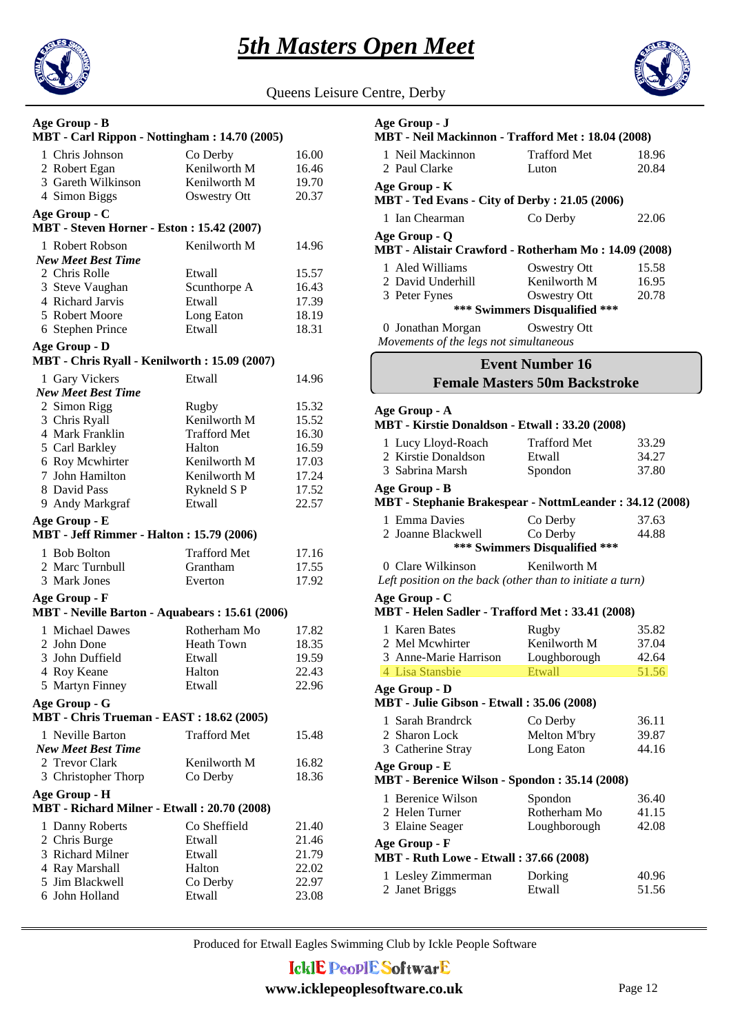# 5th Masters Open Meet

Queens Leisure Centre, Derby

**Age Group - B**
**MBT - Carl Rippon - Nottingham : 14.70 (2005)**

| | Name | Club | Time |
|---|---|---|---|
| 1 | Chris Johnson | Co Derby | 16.00 |
| 2 | Robert Egan | Kenilworth M | 16.46 |
| 3 | Gareth Wilkinson | Kenilworth M | 19.70 |
| 4 | Simon Biggs | Oswestry Ott | 20.37 |

**Age Group - C**
**MBT - Steven Horner - Eston : 15.42 (2007)**

| | Name | Club | Time |
|---|---|---|---|
| 1 | Robert Robson | Kenilworth M | 14.96 |
| | *New Meet Best Time* | | |
| 2 | Chris Rolle | Etwall | 15.57 |
| 3 | Steve Vaughan | Scunthorpe A | 16.43 |
| 4 | Richard Jarvis | Etwall | 17.39 |
| 5 | Robert Moore | Long Eaton | 18.19 |
| 6 | Stephen Prince | Etwall | 18.31 |

**Age Group - D**
**MBT - Chris Ryall - Kenilworth : 15.09 (2007)**

| | Name | Club | Time |
|---|---|---|---|
| 1 | Gary Vickers | Etwall | 14.96 |
| | *New Meet Best Time* | | |
| 2 | Simon Rigg | Rugby | 15.32 |
| 3 | Chris Ryall | Kenilworth M | 15.52 |
| 4 | Mark Franklin | Trafford Met | 16.30 |
| 5 | Carl Barkley | Halton | 16.59 |
| 6 | Roy Mcwhirter | Kenilworth M | 17.03 |
| 7 | John Hamilton | Kenilworth M | 17.24 |
| 8 | David Pass | Rykneld S P | 17.52 |
| 9 | Andy Markgraf | Etwall | 22.57 |

**Age Group - E**
**MBT - Jeff Rimmer - Halton : 15.79 (2006)**

| | Name | Club | Time |
|---|---|---|---|
| 1 | Bob Bolton | Trafford Met | 17.16 |
| 2 | Marc Turnbull | Grantham | 17.55 |
| 3 | Mark Jones | Everton | 17.92 |

**Age Group - F**
**MBT - Neville Barton - Aquabears : 15.61 (2006)**

| | Name | Club | Time |
|---|---|---|---|
| 1 | Michael Dawes | Rotherham Mo | 17.82 |
| 2 | John Done | Heath Town | 18.35 |
| 3 | John Duffield | Etwall | 19.59 |
| 4 | Roy Keane | Halton | 22.43 |
| 5 | Martyn Finney | Etwall | 22.96 |

**Age Group - G**
**MBT - Chris Trueman - EAST : 18.62 (2005)**

| | Name | Club | Time |
|---|---|---|---|
| 1 | Neville Barton | Trafford Met | 15.48 |
| | *New Meet Best Time* | | |
| 2 | Trevor Clark | Kenilworth M | 16.82 |
| 3 | Christopher Thorp | Co Derby | 18.36 |

**Age Group - H**
**MBT - Richard Milner - Etwall : 20.70 (2008)**

| | Name | Club | Time |
|---|---|---|---|
| 1 | Danny Roberts | Co Sheffield | 21.40 |
| 2 | Chris Burge | Etwall | 21.46 |
| 3 | Richard Milner | Etwall | 21.79 |
| 4 | Ray Marshall | Halton | 22.02 |
| 5 | Jim Blackwell | Co Derby | 22.97 |
| 6 | John Holland | Etwall | 23.08 |

**Age Group - J**
**MBT - Neil Mackinnon - Trafford Met : 18.04 (2008)**

| | Name | Club | Time |
|---|---|---|---|
| 1 | Neil Mackinnon | Trafford Met | 18.96 |
| 2 | Paul Clarke | Luton | 20.84 |

**Age Group - K**
**MBT - Ted Evans - City of Derby : 21.05 (2006)**

| | Name | Club | Time |
|---|---|---|---|
| 1 | Ian Chearman | Co Derby | 22.06 |

**Age Group - Q**
**MBT - Alistair Crawford - Rotherham Mo : 14.09 (2008)**

| | Name | Club | Time |
|---|---|---|---|
| 1 | Aled Williams | Oswestry Ott | 15.58 |
| 2 | David Underhill | Kenilworth M | 16.95 |
| 3 | Peter Fynes | Oswestry Ott | 20.78 |

**\*\*\* Swimmers Disqualified \*\*\***

| | Name | Club |
|---|---|---|
| 0 | Jonathan Morgan | Oswestry Ott |

*Movements of the legs not simultaneous*

## Event Number 16
## Female Masters 50m Backstroke

**Age Group - A**
**MBT - Kirstie Donaldson - Etwall : 33.20 (2008)**

| | Name | Club | Time |
|---|---|---|---|
| 1 | Lucy Lloyd-Roach | Trafford Met | 33.29 |
| 2 | Kirstie Donaldson | Etwall | 34.27 |
| 3 | Sabrina Marsh | Spondon | 37.80 |

**Age Group - B**
**MBT - Stephanie Brakespear - NottmLeander : 34.12 (2008)**

| | Name | Club | Time |
|---|---|---|---|
| 1 | Emma Davies | Co Derby | 37.63 |
| 2 | Joanne Blackwell | Co Derby | 44.88 |

**\*\*\* Swimmers Disqualified \*\*\***

| | Name | Club |
|---|---|---|
| 0 | Clare Wilkinson | Kenilworth M |

*Left position on the back (other than to initiate a turn)*

**Age Group - C**
**MBT - Helen Sadler - Trafford Met : 33.41 (2008)**

| | Name | Club | Time |
|---|---|---|---|
| 1 | Karen Bates | Rugby | 35.82 |
| 2 | Mel Mcwhirter | Kenilworth M | 37.04 |
| 3 | Anne-Marie Harrison | Loughborough | 42.64 |
| 4 | Lisa Stansbie | Etwall | 51.56 |

**Age Group - D**
**MBT - Julie Gibson - Etwall : 35.06 (2008)**

| | Name | Club | Time |
|---|---|---|---|
| 1 | Sarah Brandrck | Co Derby | 36.11 |
| 2 | Sharon Lock | Melton M'bry | 39.87 |
| 3 | Catherine Stray | Long Eaton | 44.16 |

**Age Group - E**
**MBT - Berenice Wilson - Spondon : 35.14 (2008)**

| | Name | Club | Time |
|---|---|---|---|
| 1 | Berenice Wilson | Spondon | 36.40 |
| 2 | Helen Turner | Rotherham Mo | 41.15 |
| 3 | Elaine Seager | Loughborough | 42.08 |

**Age Group - F**
**MBT - Ruth Lowe - Etwall : 37.66 (2008)**

| | Name | Club | Time |
|---|---|---|---|
| 1 | Lesley Zimmerman | Dorking | 40.96 |
| 2 | Janet Briggs | Etwall | 51.56 |

Produced for Etwall Eagles Swimming Club by Ickle People Software

IcklE PeoplE SoftwarE
www.icklepeoplesoftware.co.uk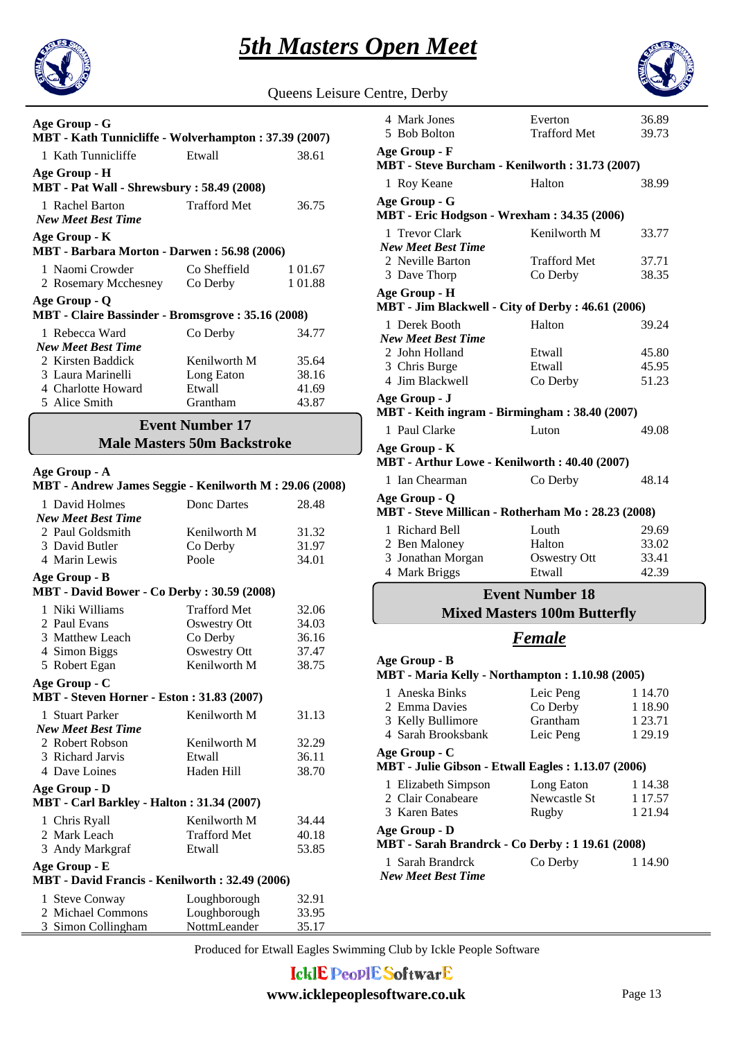# 5th Masters Open Meet

Queens Leisure Centre, Derby

**Age Group - G**
**MBT - Kath Tunnicliffe - Wolverhampton : 37.39 (2007)**

| | | |
|---|---|---|
| 1 Kath Tunnicliffe | Etwall | 38.61 |

**Age Group - H**
**MBT - Pat Wall - Shrewsbury : 58.49 (2008)**

| | | |
|---|---|---|
| 1 Rachel Barton | Trafford Met | 36.75 |

***New Meet Best Time***

**Age Group - K**
**MBT - Barbara Morton - Darwen : 56.98 (2006)**

| | | |
|---|---|---|
| 1 Naomi Crowder | Co Sheffield | 1 01.67 |
| 2 Rosemary Mcchesney | Co Derby | 1 01.88 |

**Age Group - Q**
**MBT - Claire Bassinder - Bromsgrove : 35.16 (2008)**

| | | |
|---|---|---|
| 1 Rebecca Ward | Co Derby | 34.77 |

***New Meet Best Time***

| | | |
|---|---|---|
| 2 Kirsten Baddick | Kenilworth M | 35.64 |
| 3 Laura Marinelli | Long Eaton | 38.16 |
| 4 Charlotte Howard | Etwall | 41.69 |
| 5 Alice Smith | Grantham | 43.87 |

## Event Number 17
## Male Masters 50m Backstroke

**Age Group - A**
**MBT - Andrew James Seggie - Kenilworth M : 29.06 (2008)**

| | | |
|---|---|---|
| 1 David Holmes | Donc Dartes | 28.48 |

***New Meet Best Time***

| | | |
|---|---|---|
| 2 Paul Goldsmith | Kenilworth M | 31.32 |
| 3 David Butler | Co Derby | 31.97 |
| 4 Marin Lewis | Poole | 34.01 |

**Age Group - B**
**MBT - David Bower - Co Derby : 30.59 (2008)**

| | | |
|---|---|---|
| 1 Niki Williams | Trafford Met | 32.06 |
| 2 Paul Evans | Oswestry Ott | 34.03 |
| 3 Matthew Leach | Co Derby | 36.16 |
| 4 Simon Biggs | Oswestry Ott | 37.47 |
| 5 Robert Egan | Kenilworth M | 38.75 |

**Age Group - C**
**MBT - Steven Horner - Eston : 31.83 (2007)**

| | | |
|---|---|---|
| 1 Stuart Parker | Kenilworth M | 31.13 |

***New Meet Best Time***

| | | |
|---|---|---|
| 2 Robert Robson | Kenilworth M | 32.29 |
| 3 Richard Jarvis | Etwall | 36.11 |
| 4 Dave Loines | Haden Hill | 38.70 |

**Age Group - D**
**MBT - Carl Barkley - Halton : 31.34 (2007)**

| | | |
|---|---|---|
| 1 Chris Ryall | Kenilworth M | 34.44 |
| 2 Mark Leach | Trafford Met | 40.18 |
| 3 Andy Markgraf | Etwall | 53.85 |

**Age Group - E**
**MBT - David Francis - Kenilworth : 32.49 (2006)**

| | | |
|---|---|---|
| 1 Steve Conway | Loughborough | 32.91 |
| 2 Michael Commons | Loughborough | 33.95 |
| 3 Simon Collingham | NottmLeander | 35.17 |
| 4 Mark Jones | Everton | 36.89 |
| 5 Bob Bolton | Trafford Met | 39.73 |

**Age Group - F**
**MBT - Steve Burcham - Kenilworth : 31.73 (2007)**

| | | |
|---|---|---|
| 1 Roy Keane | Halton | 38.99 |

**Age Group - G**
**MBT - Eric Hodgson - Wrexham : 34.35 (2006)**

| | | |
|---|---|---|
| 1 Trevor Clark | Kenilworth M | 33.77 |

***New Meet Best Time***

| | | |
|---|---|---|
| 2 Neville Barton | Trafford Met | 37.71 |
| 3 Dave Thorp | Co Derby | 38.35 |

**Age Group - H**
**MBT - Jim Blackwell - City of Derby : 46.61 (2006)**

| | | |
|---|---|---|
| 1 Derek Booth | Halton | 39.24 |

***New Meet Best Time***

| | | |
|---|---|---|
| 2 John Holland | Etwall | 45.80 |
| 3 Chris Burge | Etwall | 45.95 |
| 4 Jim Blackwell | Co Derby | 51.23 |

**Age Group - J**
**MBT - Keith ingram - Birmingham : 38.40 (2007)**

| | | |
|---|---|---|
| 1 Paul Clarke | Luton | 49.08 |

**Age Group - K**
**MBT - Arthur Lowe - Kenilworth : 40.40 (2007)**

| | | |
|---|---|---|
| 1 Ian Chearman | Co Derby | 48.14 |

**Age Group - Q**
**MBT - Steve Millican - Rotherham Mo : 28.23 (2008)**

| | | |
|---|---|---|
| 1 Richard Bell | Louth | 29.69 |
| 2 Ben Maloney | Halton | 33.02 |
| 3 Jonathan Morgan | Oswestry Ott | 33.41 |
| 4 Mark Briggs | Etwall | 42.39 |

## Event Number 18
## Mixed Masters 100m Butterfly

### *Female*

**Age Group - B**
**MBT - Maria Kelly - Northampton : 1.10.98 (2005)**

| | | |
|---|---|---|
| 1 Aneska Binks | Leic Peng | 1 14.70 |
| 2 Emma Davies | Co Derby | 1 18.90 |
| 3 Kelly Bullimore | Grantham | 1 23.71 |
| 4 Sarah Brooksbank | Leic Peng | 1 29.19 |

**Age Group - C**
**MBT - Julie Gibson - Etwall Eagles : 1.13.07 (2006)**

| | | |
|---|---|---|
| 1 Elizabeth Simpson | Long Eaton | 1 14.38 |
| 2 Clair Conabeare | Newcastle St | 1 17.57 |
| 3 Karen Bates | Rugby | 1 21.94 |

**Age Group - D**
**MBT - Sarah Brandrck - Co Derby : 1 19.61 (2008)**

| | | |
|---|---|---|
| 1 Sarah Brandrck | Co Derby | 1 14.90 |

***New Meet Best Time***

Produced for Etwall Eagles Swimming Club by Ickle People Software

IcklE PeoplE SoftwarE
www.icklepeoplesoftware.co.uk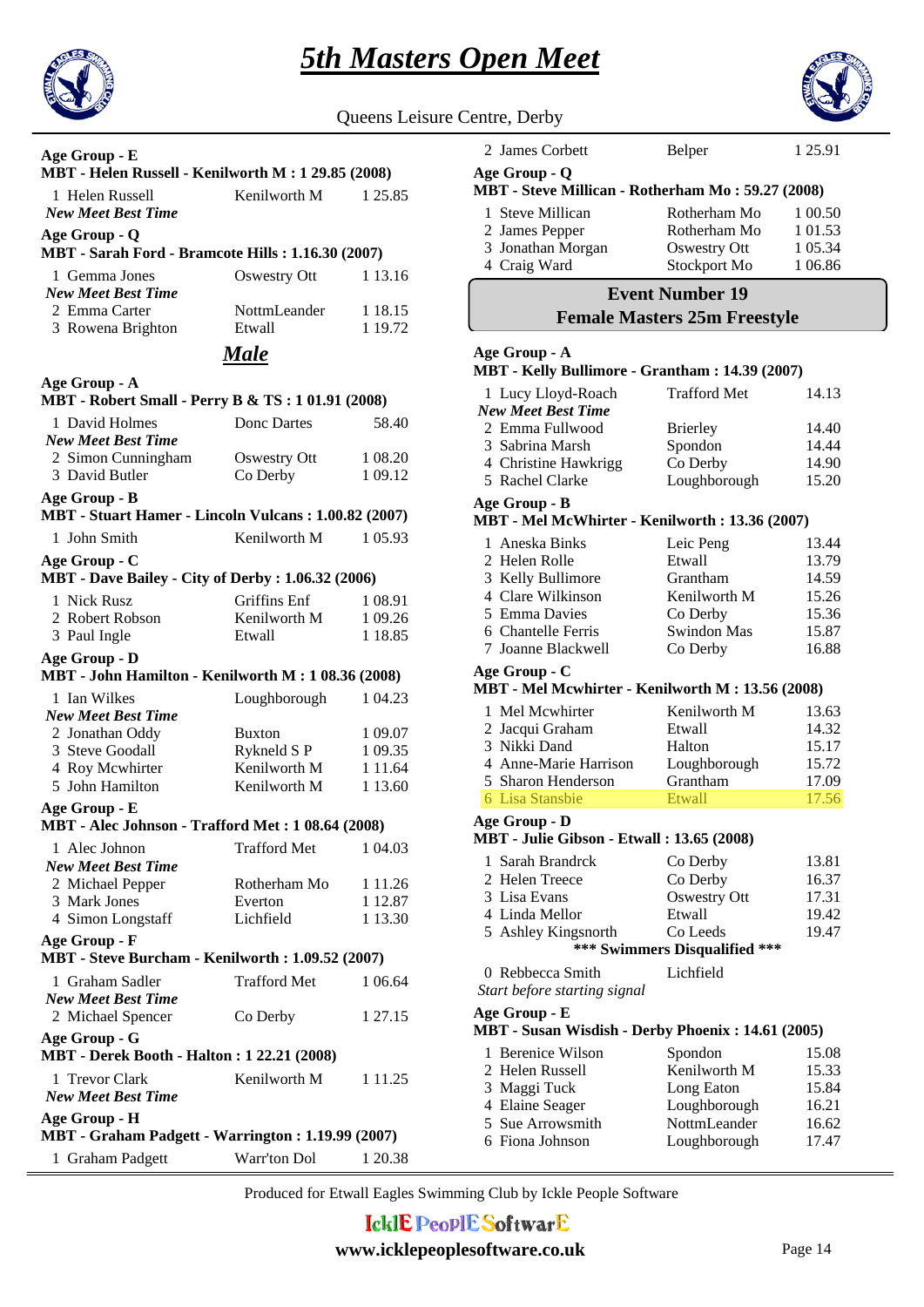# 5th Masters Open Meet

Queens Leisure Centre, Derby

**Age Group - E**

**MBT - Helen Russell - Kenilworth M : 1 29.85 (2008)**

| | | |
|---|---|---|
| 1 Helen Russell | Kenilworth M | 1 25.85 |
| *New Meet Best Time* | | |

**Age Group - Q**

**MBT - Sarah Ford - Bramcote Hills : 1.16.30 (2007)**

| | | |
|---|---|---|
| 1 Gemma Jones | Oswestry Ott | 1 13.16 |
| *New Meet Best Time* | | |
| 2 Emma Carter | NottmLeander | 1 18.15 |
| 3 Rowena Brighton | Etwall | 1 19.72 |

## *Male*

**Age Group - A**

**MBT - Robert Small - Perry B & TS : 1 01.91 (2008)**

| | | |
|---|---|---|
| 1 David Holmes | Donc Dartes | 58.40 |
| *New Meet Best Time* | | |
| 2 Simon Cunningham | Oswestry Ott | 1 08.20 |
| 3 David Butler | Co Derby | 1 09.12 |

**Age Group - B**

**MBT - Stuart Hamer - Lincoln Vulcans : 1.00.82 (2007)**

| | | |
|---|---|---|
| 1 John Smith | Kenilworth M | 1 05.93 |

**Age Group - C**

**MBT - Dave Bailey - City of Derby : 1.06.32 (2006)**

| | | |
|---|---|---|
| 1 Nick Rusz | Griffins Enf | 1 08.91 |
| 2 Robert Robson | Kenilworth M | 1 09.26 |
| 3 Paul Ingle | Etwall | 1 18.85 |

**Age Group - D**

**MBT - John Hamilton - Kenilworth M : 1 08.36 (2008)**

| | | |
|---|---|---|
| 1 Ian Wilkes | Loughborough | 1 04.23 |
| *New Meet Best Time* | | |
| 2 Jonathan Oddy | Buxton | 1 09.07 |
| 3 Steve Goodall | Rykneld S P | 1 09.35 |
| 4 Roy Mcwhirter | Kenilworth M | 1 11.64 |
| 5 John Hamilton | Kenilworth M | 1 13.60 |

**Age Group - E**

**MBT - Alec Johnson - Trafford Met : 1 08.64 (2008)**

| | | |
|---|---|---|
| 1 Alec Johnon | Trafford Met | 1 04.03 |
| *New Meet Best Time* | | |
| 2 Michael Pepper | Rotherham Mo | 1 11.26 |
| 3 Mark Jones | Everton | 1 12.87 |
| 4 Simon Longstaff | Lichfield | 1 13.30 |

**Age Group - F**

**MBT - Steve Burcham - Kenilworth : 1.09.52 (2007)**

| | | |
|---|---|---|
| 1 Graham Sadler | Trafford Met | 1 06.64 |
| *New Meet Best Time* | | |
| 2 Michael Spencer | Co Derby | 1 27.15 |

**Age Group - G**

**MBT - Derek Booth - Halton : 1 22.21 (2008)**

| | | |
|---|---|---|
| 1 Trevor Clark | Kenilworth M | 1 11.25 |
| *New Meet Best Time* | | |

**Age Group - H**

**MBT - Graham Padgett - Warrington : 1.19.99 (2007)**

| | | |
|---|---|---|
| 1 Graham Padgett | Warr'ton Dol | 1 20.38 |
| 2 James Corbett | Belper | 1 25.91 |

**Age Group - Q**

**MBT - Steve Millican - Rotherham Mo : 59.27 (2008)**

| | | |
|---|---|---|
| 1 Steve Millican | Rotherham Mo | 1 00.50 |
| 2 James Pepper | Rotherham Mo | 1 01.53 |
| 3 Jonathan Morgan | Oswestry Ott | 1 05.34 |
| 4 Craig Ward | Stockport Mo | 1 06.86 |

## Event Number 19
## Female Masters 25m Freestyle

**Age Group - A**

**MBT - Kelly Bullimore - Grantham : 14.39 (2007)**

| | | |
|---|---|---|
| 1 Lucy Lloyd-Roach | Trafford Met | 14.13 |
| *New Meet Best Time* | | |
| 2 Emma Fullwood | Brierley | 14.40 |
| 3 Sabrina Marsh | Spondon | 14.44 |
| 4 Christine Hawkrigg | Co Derby | 14.90 |
| 5 Rachel Clarke | Loughborough | 15.20 |

**Age Group - B**

**MBT - Mel McWhirter - Kenilworth : 13.36 (2007)**

| | | |
|---|---|---|
| 1 Aneska Binks | Leic Peng | 13.44 |
| 2 Helen Rolle | Etwall | 13.79 |
| 3 Kelly Bullimore | Grantham | 14.59 |
| 4 Clare Wilkinson | Kenilworth M | 15.26 |
| 5 Emma Davies | Co Derby | 15.36 |
| 6 Chantelle Ferris | Swindon Mas | 15.87 |
| 7 Joanne Blackwell | Co Derby | 16.88 |

**Age Group - C**

**MBT - Mel Mcwhirter - Kenilworth M : 13.56 (2008)**

| | | |
|---|---|---|
| 1 Mel Mcwhirter | Kenilworth M | 13.63 |
| 2 Jacqui Graham | Etwall | 14.32 |
| 3 Nikki Dand | Halton | 15.17 |
| 4 Anne-Marie Harrison | Loughborough | 15.72 |
| 5 Sharon Henderson | Grantham | 17.09 |
| 6 Lisa Stansbie | Etwall | 17.56 |

**Age Group - D**

**MBT - Julie Gibson - Etwall : 13.65 (2008)**

| | | |
|---|---|---|
| 1 Sarah Brandrck | Co Derby | 13.81 |
| 2 Helen Treece | Co Derby | 16.37 |
| 3 Lisa Evans | Oswestry Ott | 17.31 |
| 4 Linda Mellor | Etwall | 19.42 |
| 5 Ashley Kingsnorth | Co Leeds | 19.47 |

*** Swimmers Disqualified ***

| | | |
|---|---|---|
| 0 Rebbecca Smith | Lichfield | |
| *Start before starting signal* | | |

**Age Group - E**

**MBT - Susan Wisdish - Derby Phoenix : 14.61 (2005)**

| | | |
|---|---|---|
| 1 Berenice Wilson | Spondon | 15.08 |
| 2 Helen Russell | Kenilworth M | 15.33 |
| 3 Maggi Tuck | Long Eaton | 15.84 |
| 4 Elaine Seager | Loughborough | 16.21 |
| 5 Sue Arrowsmith | NottmLeander | 16.62 |
| 6 Fiona Johnson | Loughborough | 17.47 |

Produced for Etwall Eagles Swimming Club by Ickle People Software

IcklE PeoplE SoftwarE

www.icklepeoplesoftware.co.uk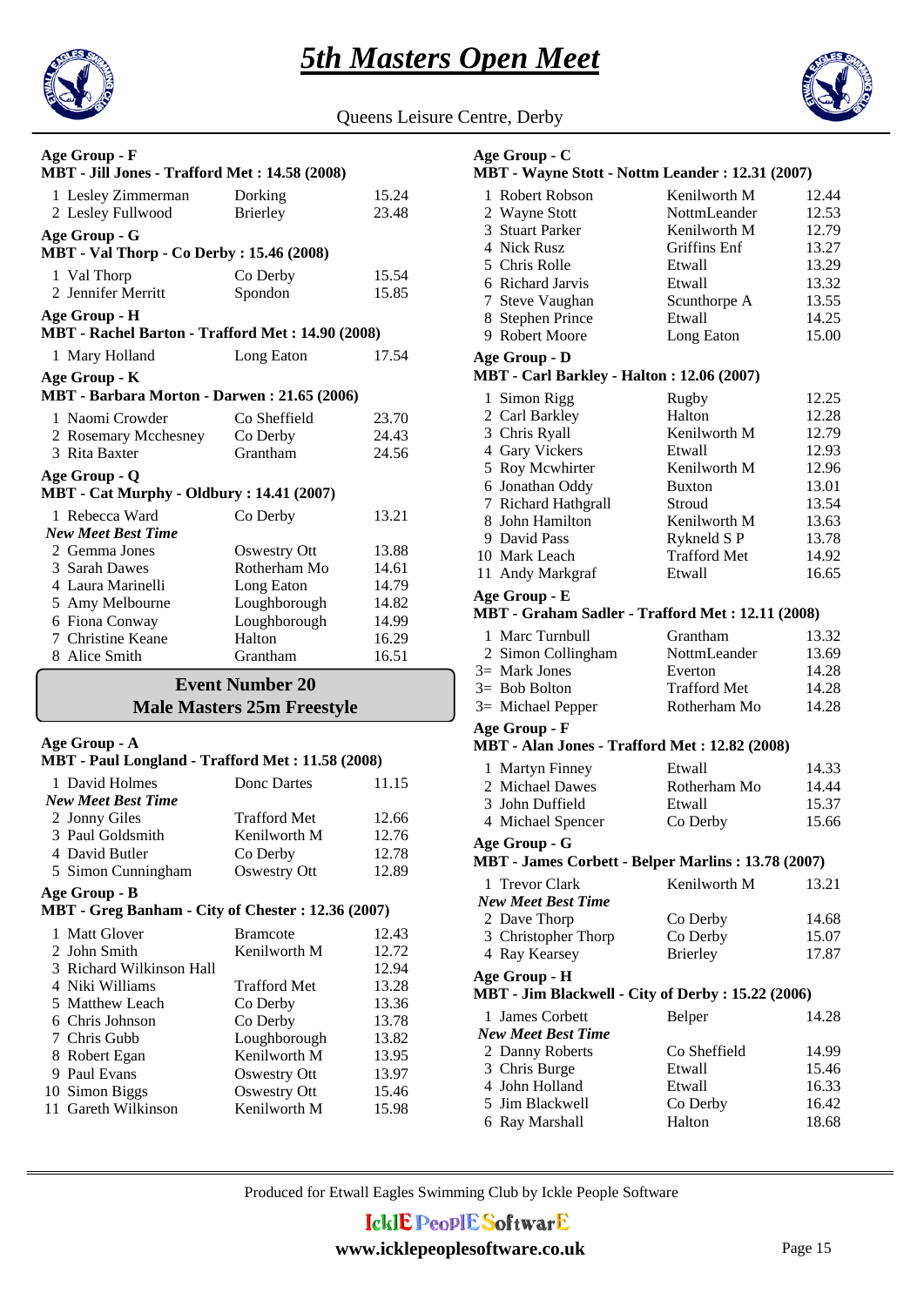# 5th Masters Open Meet

Queens Leisure Centre, Derby

**Age Group - F**
**MBT - Jill Jones - Trafford Met : 14.58 (2008)**

| | | |
|---|---|---|
| 1 Lesley Zimmerman | Dorking | 15.24 |
| 2 Lesley Fullwood | Brierley | 23.48 |

**Age Group - G**
**MBT - Val Thorp - Co Derby : 15.46 (2008)**

| | | |
|---|---|---|
| 1 Val Thorp | Co Derby | 15.54 |
| 2 Jennifer Merritt | Spondon | 15.85 |

**Age Group - H**
**MBT - Rachel Barton - Trafford Met : 14.90 (2008)**

| | | |
|---|---|---|
| 1 Mary Holland | Long Eaton | 17.54 |

**Age Group - K**
**MBT - Barbara Morton - Darwen : 21.65 (2006)**

| | | |
|---|---|---|
| 1 Naomi Crowder | Co Sheffield | 23.70 |
| 2 Rosemary Mcchesney | Co Derby | 24.43 |
| 3 Rita Baxter | Grantham | 24.56 |

**Age Group - Q**
**MBT - Cat Murphy - Oldbury : 14.41 (2007)**

| | | |
|---|---|---|
| 1 Rebecca Ward | Co Derby | 13.21 |
| *New Meet Best Time* | | |
| 2 Gemma Jones | Oswestry Ott | 13.88 |
| 3 Sarah Dawes | Rotherham Mo | 14.61 |
| 4 Laura Marinelli | Long Eaton | 14.79 |
| 5 Amy Melbourne | Loughborough | 14.82 |
| 6 Fiona Conway | Loughborough | 14.99 |
| 7 Christine Keane | Halton | 16.29 |
| 8 Alice Smith | Grantham | 16.51 |

## Event Number 20
## Male Masters 25m Freestyle

**Age Group - A**
**MBT - Paul Longland - Trafford Met : 11.58 (2008)**

| | | |
|---|---|---|
| 1 David Holmes | Donc Dartes | 11.15 |
| *New Meet Best Time* | | |
| 2 Jonny Giles | Trafford Met | 12.66 |
| 3 Paul Goldsmith | Kenilworth M | 12.76 |
| 4 David Butler | Co Derby | 12.78 |
| 5 Simon Cunningham | Oswestry Ott | 12.89 |

**Age Group - B**
**MBT - Greg Banham - City of Chester : 12.36 (2007)**

| | | |
|---|---|---|
| 1 Matt Glover | Bramcote | 12.43 |
| 2 John Smith | Kenilworth M | 12.72 |
| 3 Richard Wilkinson Hall | | 12.94 |
| 4 Niki Williams | Trafford Met | 13.28 |
| 5 Matthew Leach | Co Derby | 13.36 |
| 6 Chris Johnson | Co Derby | 13.78 |
| 7 Chris Gubb | Loughborough | 13.82 |
| 8 Robert Egan | Kenilworth M | 13.95 |
| 9 Paul Evans | Oswestry Ott | 13.97 |
| 10 Simon Biggs | Oswestry Ott | 15.46 |
| 11 Gareth Wilkinson | Kenilworth M | 15.98 |

**Age Group - C**
**MBT - Wayne Stott - Nottm Leander : 12.31 (2007)**

| | | |
|---|---|---|
| 1 Robert Robson | Kenilworth M | 12.44 |
| 2 Wayne Stott | NottmLeander | 12.53 |
| 3 Stuart Parker | Kenilworth M | 12.79 |
| 4 Nick Rusz | Griffins Enf | 13.27 |
| 5 Chris Rolle | Etwall | 13.29 |
| 6 Richard Jarvis | Etwall | 13.32 |
| 7 Steve Vaughan | Scunthorpe A | 13.55 |
| 8 Stephen Prince | Etwall | 14.25 |
| 9 Robert Moore | Long Eaton | 15.00 |

**Age Group - D**
**MBT - Carl Barkley - Halton : 12.06 (2007)**

| | | |
|---|---|---|
| 1 Simon Rigg | Rugby | 12.25 |
| 2 Carl Barkley | Halton | 12.28 |
| 3 Chris Ryall | Kenilworth M | 12.79 |
| 4 Gary Vickers | Etwall | 12.93 |
| 5 Roy Mcwhirter | Kenilworth M | 12.96 |
| 6 Jonathan Oddy | Buxton | 13.01 |
| 7 Richard Hathgrall | Stroud | 13.54 |
| 8 John Hamilton | Kenilworth M | 13.63 |
| 9 David Pass | Rykneld S P | 13.78 |
| 10 Mark Leach | Trafford Met | 14.92 |
| 11 Andy Markgraf | Etwall | 16.65 |

**Age Group - E**
**MBT - Graham Sadler - Trafford Met : 12.11 (2008)**

| | | |
|---|---|---|
| 1 Marc Turnbull | Grantham | 13.32 |
| 2 Simon Collingham | NottmLeander | 13.69 |
| 3= Mark Jones | Everton | 14.28 |
| 3= Bob Bolton | Trafford Met | 14.28 |
| 3= Michael Pepper | Rotherham Mo | 14.28 |

**Age Group - F**
**MBT - Alan Jones - Trafford Met : 12.82 (2008)**

| | | |
|---|---|---|
| 1 Martyn Finney | Etwall | 14.33 |
| 2 Michael Dawes | Rotherham Mo | 14.44 |
| 3 John Duffield | Etwall | 15.37 |
| 4 Michael Spencer | Co Derby | 15.66 |

**Age Group - G**
**MBT - James Corbett - Belper Marlins : 13.78 (2007)**

| | | |
|---|---|---|
| 1 Trevor Clark | Kenilworth M | 13.21 |
| *New Meet Best Time* | | |
| 2 Dave Thorp | Co Derby | 14.68 |
| 3 Christopher Thorp | Co Derby | 15.07 |
| 4 Ray Kearsey | Brierley | 17.87 |

**Age Group - H**
**MBT - Jim Blackwell - City of Derby : 15.22 (2006)**

| | | |
|---|---|---|
| 1 James Corbett | Belper | 14.28 |
| *New Meet Best Time* | | |
| 2 Danny Roberts | Co Sheffield | 14.99 |
| 3 Chris Burge | Etwall | 15.46 |
| 4 John Holland | Etwall | 16.33 |
| 5 Jim Blackwell | Co Derby | 16.42 |
| 6 Ray Marshall | Halton | 18.68 |

Produced for Etwall Eagles Swimming Club by Ickle People Software

IcklE PeoplE SoftwarE
www.icklepeoplesoftware.co.uk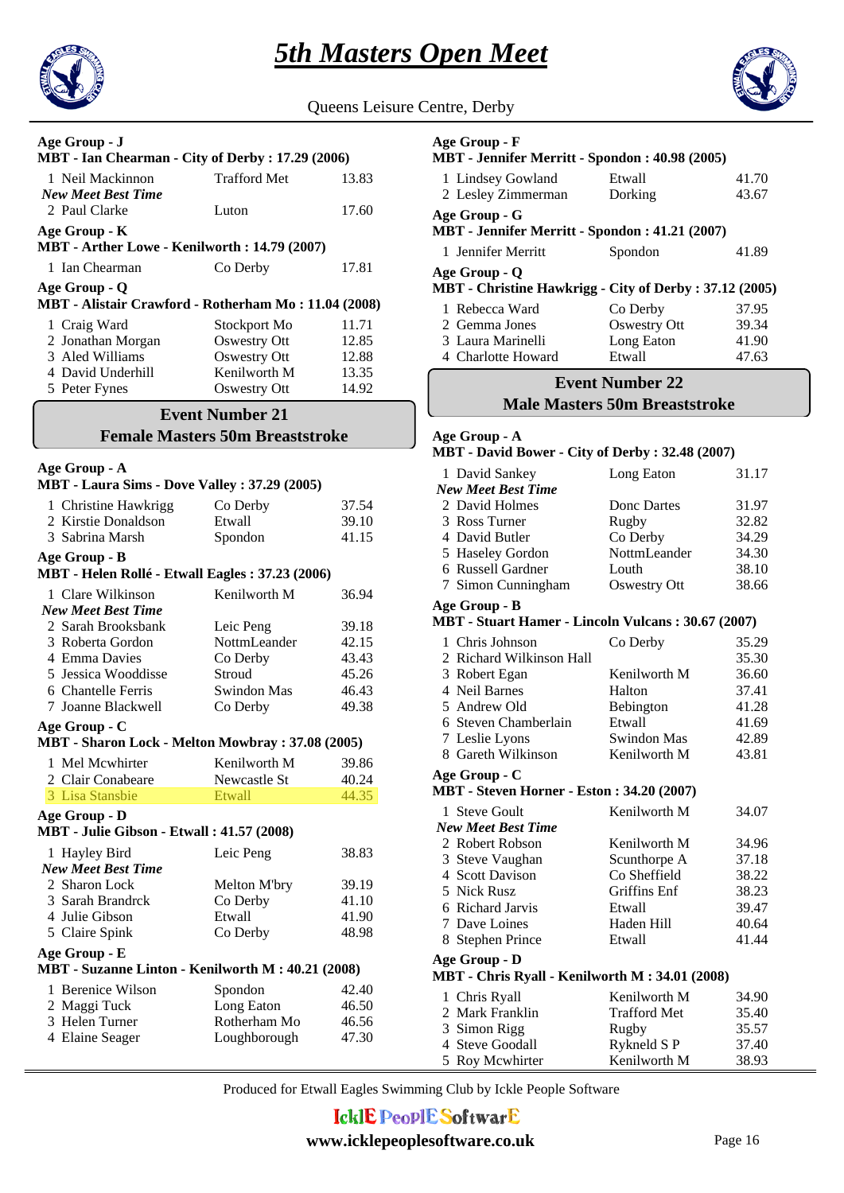# 5th Masters Open Meet

Queens Leisure Centre, Derby

**Age Group - J**
**MBT - Ian Chearman - City of Derby : 17.29 (2006)**

| | | |
|---|---|---|
| 1 Neil Mackinnon | Trafford Met | 13.83 |
| *New Meet Best Time* | | |
| 2 Paul Clarke | Luton | 17.60 |

**Age Group - K**
**MBT - Arther Lowe - Kenilworth : 14.79 (2007)**

| | | |
|---|---|---|
| 1 Ian Chearman | Co Derby | 17.81 |

**Age Group - Q**
**MBT - Alistair Crawford - Rotherham Mo : 11.04 (2008)**

| | | |
|---|---|---|
| 1 Craig Ward | Stockport Mo | 11.71 |
| 2 Jonathan Morgan | Oswestry Ott | 12.85 |
| 3 Aled Williams | Oswestry Ott | 12.88 |
| 4 David Underhill | Kenilworth M | 13.35 |
| 5 Peter Fynes | Oswestry Ott | 14.92 |

## Event Number 21
## Female Masters 50m Breaststroke

**Age Group - A**
**MBT - Laura Sims - Dove Valley : 37.29 (2005)**

| | | |
|---|---|---|
| 1 Christine Hawkrigg | Co Derby | 37.54 |
| 2 Kirstie Donaldson | Etwall | 39.10 |
| 3 Sabrina Marsh | Spondon | 41.15 |

**Age Group - B**
**MBT - Helen Rollé - Etwall Eagles : 37.23 (2006)**

| | | |
|---|---|---|
| 1 Clare Wilkinson | Kenilworth M | 36.94 |
| *New Meet Best Time* | | |
| 2 Sarah Brooksbank | Leic Peng | 39.18 |
| 3 Roberta Gordon | NottmLeander | 42.15 |
| 4 Emma Davies | Co Derby | 43.43 |
| 5 Jessica Wooddisse | Stroud | 45.26 |
| 6 Chantelle Ferris | Swindon Mas | 46.43 |
| 7 Joanne Blackwell | Co Derby | 49.38 |

**Age Group - C**
**MBT - Sharon Lock - Melton Mowbray : 37.08 (2005)**

| | | |
|---|---|---|
| 1 Mel Mcwhirter | Kenilworth M | 39.86 |
| 2 Clair Conabeare | Newcastle St | 40.24 |
| 3 Lisa Stansbie | Etwall | 44.35 |

**Age Group - D**
**MBT - Julie Gibson - Etwall : 41.57 (2008)**

| | | |
|---|---|---|
| 1 Hayley Bird | Leic Peng | 38.83 |
| *New Meet Best Time* | | |
| 2 Sharon Lock | Melton M'bry | 39.19 |
| 3 Sarah Brandrck | Co Derby | 41.10 |
| 4 Julie Gibson | Etwall | 41.90 |
| 5 Claire Spink | Co Derby | 48.98 |

**Age Group - E**
**MBT - Suzanne Linton - Kenilworth M : 40.21 (2008)**

| | | |
|---|---|---|
| 1 Berenice Wilson | Spondon | 42.40 |
| 2 Maggi Tuck | Long Eaton | 46.50 |
| 3 Helen Turner | Rotherham Mo | 46.56 |
| 4 Elaine Seager | Loughborough | 47.30 |

**Age Group - F**
**MBT - Jennifer Merritt - Spondon : 40.98 (2005)**

| | | |
|---|---|---|
| 1 Lindsey Gowland | Etwall | 41.70 |
| 2 Lesley Zimmerman | Dorking | 43.67 |

**Age Group - G**
**MBT - Jennifer Merritt - Spondon : 41.21 (2007)**

| | | |
|---|---|---|
| 1 Jennifer Merritt | Spondon | 41.89 |

**Age Group - Q**
**MBT - Christine Hawkrigg - City of Derby : 37.12 (2005)**

| | | |
|---|---|---|
| 1 Rebecca Ward | Co Derby | 37.95 |
| 2 Gemma Jones | Oswestry Ott | 39.34 |
| 3 Laura Marinelli | Long Eaton | 41.90 |
| 4 Charlotte Howard | Etwall | 47.63 |

## Event Number 22
## Male Masters 50m Breaststroke

**Age Group - A**
**MBT - David Bower - City of Derby : 32.48 (2007)**

| | | |
|---|---|---|
| 1 David Sankey | Long Eaton | 31.17 |
| *New Meet Best Time* | | |
| 2 David Holmes | Donc Dartes | 31.97 |
| 3 Ross Turner | Rugby | 32.82 |
| 4 David Butler | Co Derby | 34.29 |
| 5 Haseley Gordon | NottmLeander | 34.30 |
| 6 Russell Gardner | Louth | 38.10 |
| 7 Simon Cunningham | Oswestry Ott | 38.66 |

**Age Group - B**
**MBT - Stuart Hamer - Lincoln Vulcans : 30.67 (2007)**

| | | |
|---|---|---|
| 1 Chris Johnson | Co Derby | 35.29 |
| 2 Richard Wilkinson Hall | | 35.30 |
| 3 Robert Egan | Kenilworth M | 36.60 |
| 4 Neil Barnes | Halton | 37.41 |
| 5 Andrew Old | Bebington | 41.28 |
| 6 Steven Chamberlain | Etwall | 41.69 |
| 7 Leslie Lyons | Swindon Mas | 42.89 |
| 8 Gareth Wilkinson | Kenilworth M | 43.81 |

**Age Group - C**
**MBT - Steven Horner - Eston : 34.20 (2007)**

| | | |
|---|---|---|
| 1 Steve Goult | Kenilworth M | 34.07 |
| *New Meet Best Time* | | |
| 2 Robert Robson | Kenilworth M | 34.96 |
| 3 Steve Vaughan | Scunthorpe A | 37.18 |
| 4 Scott Davison | Co Sheffield | 38.22 |
| 5 Nick Rusz | Griffins Enf | 38.23 |
| 6 Richard Jarvis | Etwall | 39.47 |
| 7 Dave Loines | Haden Hill | 40.64 |
| 8 Stephen Prince | Etwall | 41.44 |

**Age Group - D**
**MBT - Chris Ryall - Kenilworth M : 34.01 (2008)**

| | | |
|---|---|---|
| 1 Chris Ryall | Kenilworth M | 34.90 |
| 2 Mark Franklin | Trafford Met | 35.40 |
| 3 Simon Rigg | Rugby | 35.57 |
| 4 Steve Goodall | Rykneld S P | 37.40 |
| 5 Roy Mcwhirter | Kenilworth M | 38.93 |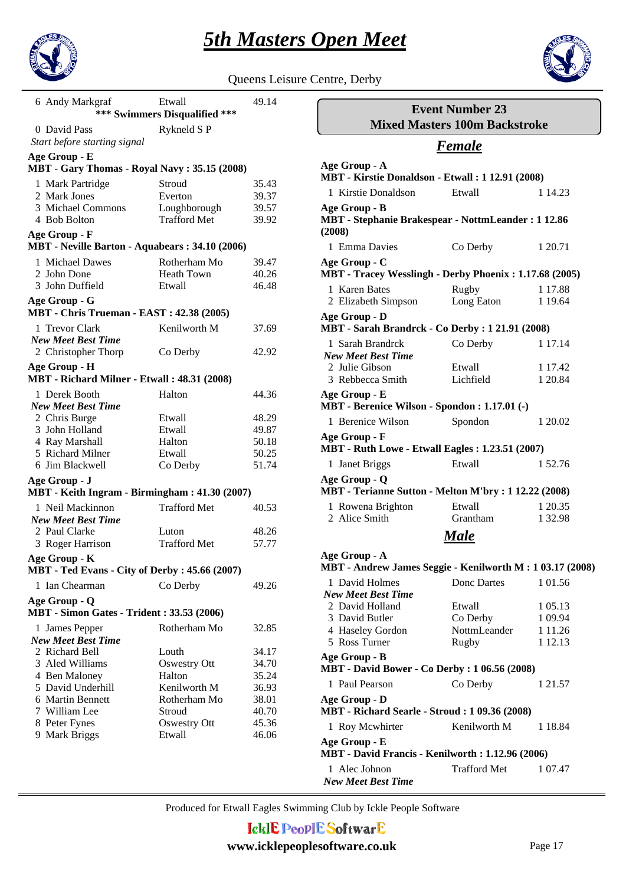# 5th Masters Open Meet

Queens Leisure Centre, Derby

| | | |
|---|---|---|
| 6 Andy Markgraf | Etwall | 49.14 |

**\*\*\* Swimmers Disqualified \*\*\***

| | | |
|---|---|---|
| 0 David Pass | Rykneld S P | |

*Start before starting signal*

**Age Group - E**
**MBT - Gary Thomas - Royal Navy : 35.15 (2008)**

| | | |
|---|---|---|
| 1 Mark Partridge | Stroud | 35.43 |
| 2 Mark Jones | Everton | 39.37 |
| 3 Michael Commons | Loughborough | 39.57 |
| 4 Bob Bolton | Trafford Met | 39.92 |

**Age Group - F**
**MBT - Neville Barton - Aquabears : 34.10 (2006)**

| | | |
|---|---|---|
| 1 Michael Dawes | Rotherham Mo | 39.47 |
| 2 John Done | Heath Town | 40.26 |
| 3 John Duffield | Etwall | 46.48 |

**Age Group - G**
**MBT - Chris Trueman - EAST : 42.38 (2005)**

| | | |
|---|---|---|
| 1 Trevor Clark | Kenilworth M | 37.69 |
| *New Meet Best Time* | | |
| 2 Christopher Thorp | Co Derby | 42.92 |

**Age Group - H**
**MBT - Richard Milner - Etwall : 48.31 (2008)**

| | | |
|---|---|---|
| 1 Derek Booth | Halton | 44.36 |
| *New Meet Best Time* | | |
| 2 Chris Burge | Etwall | 48.29 |
| 3 John Holland | Etwall | 49.87 |
| 4 Ray Marshall | Halton | 50.18 |
| 5 Richard Milner | Etwall | 50.25 |
| 6 Jim Blackwell | Co Derby | 51.74 |

**Age Group - J**
**MBT - Keith Ingram - Birmingham : 41.30 (2007)**

| | | |
|---|---|---|
| 1 Neil Mackinnon | Trafford Met | 40.53 |
| *New Meet Best Time* | | |
| 2 Paul Clarke | Luton | 48.26 |
| 3 Roger Harrison | Trafford Met | 57.77 |

**Age Group - K**
**MBT - Ted Evans - City of Derby : 45.66 (2007)**

| | | |
|---|---|---|
| 1 Ian Chearman | Co Derby | 49.26 |

**Age Group - Q**
**MBT - Simon Gates - Trident : 33.53 (2006)**

| | | |
|---|---|---|
| 1 James Pepper | Rotherham Mo | 32.85 |
| *New Meet Best Time* | | |
| 2 Richard Bell | Louth | 34.17 |
| 3 Aled Williams | Oswestry Ott | 34.70 |
| 4 Ben Maloney | Halton | 35.24 |
| 5 David Underhill | Kenilworth M | 36.93 |
| 6 Martin Bennett | Rotherham Mo | 38.01 |
| 7 William Lee | Stroud | 40.70 |
| 8 Peter Fynes | Oswestry Ott | 45.36 |
| 9 Mark Briggs | Etwall | 46.06 |

## Event Number 23
## Mixed Masters 100m Backstroke

### *Female*

**Age Group - A**
**MBT - Kirstie Donaldson - Etwall : 1 12.91 (2008)**

| | | |
|---|---|---|
| 1 Kirstie Donaldson | Etwall | 1 14.23 |

**Age Group - B**
**MBT - Stephanie Brakespear - NottmLeander : 1 12.86 (2008)**

| | | |
|---|---|---|
| 1 Emma Davies | Co Derby | 1 20.71 |

**Age Group - C**
**MBT - Tracey Wesslingh - Derby Phoenix : 1.17.68 (2005)**

| | | |
|---|---|---|
| 1 Karen Bates | Rugby | 1 17.88 |
| 2 Elizabeth Simpson | Long Eaton | 1 19.64 |

**Age Group - D**
**MBT - Sarah Brandrck - Co Derby : 1 21.91 (2008)**

| | | |
|---|---|---|
| 1 Sarah Brandrck | Co Derby | 1 17.14 |
| *New Meet Best Time* | | |
| 2 Julie Gibson | Etwall | 1 17.42 |
| 3 Rebbecca Smith | Lichfield | 1 20.84 |

**Age Group - E**
**MBT - Berenice Wilson - Spondon : 1.17.01 (-)**

| | | |
|---|---|---|
| 1 Berenice Wilson | Spondon | 1 20.02 |

**Age Group - F**
**MBT - Ruth Lowe - Etwall Eagles : 1.23.51 (2007)**

| | | |
|---|---|---|
| 1 Janet Briggs | Etwall | 1 52.76 |

**Age Group - Q**
**MBT - Terianne Sutton - Melton M'bry : 1 12.22 (2008)**

| | | |
|---|---|---|
| 1 Rowena Brighton | Etwall | 1 20.35 |
| 2 Alice Smith | Grantham | 1 32.98 |

### *Male*

**Age Group - A**
**MBT - Andrew James Seggie - Kenilworth M : 1 03.17 (2008)**

| | | |
|---|---|---|
| 1 David Holmes | Donc Dartes | 1 01.56 |
| *New Meet Best Time* | | |
| 2 David Holland | Etwall | 1 05.13 |
| 3 David Butler | Co Derby | 1 09.94 |
| 4 Haseley Gordon | NottmLeander | 1 11.26 |
| 5 Ross Turner | Rugby | 1 12.13 |

**Age Group - B**
**MBT - David Bower - Co Derby : 1 06.56 (2008)**

| | | |
|---|---|---|
| 1 Paul Pearson | Co Derby | 1 21.57 |

**Age Group - D**
**MBT - Richard Searle - Stroud : 1 09.36 (2008)**

| | | |
|---|---|---|
| 1 Roy Mcwhirter | Kenilworth M | 1 18.84 |

**Age Group - E**
**MBT - David Francis - Kenilworth : 1.12.96 (2006)**

| | | |
|---|---|---|
| 1 Alec Johnon | Trafford Met | 1 07.47 |
| *New Meet Best Time* | | |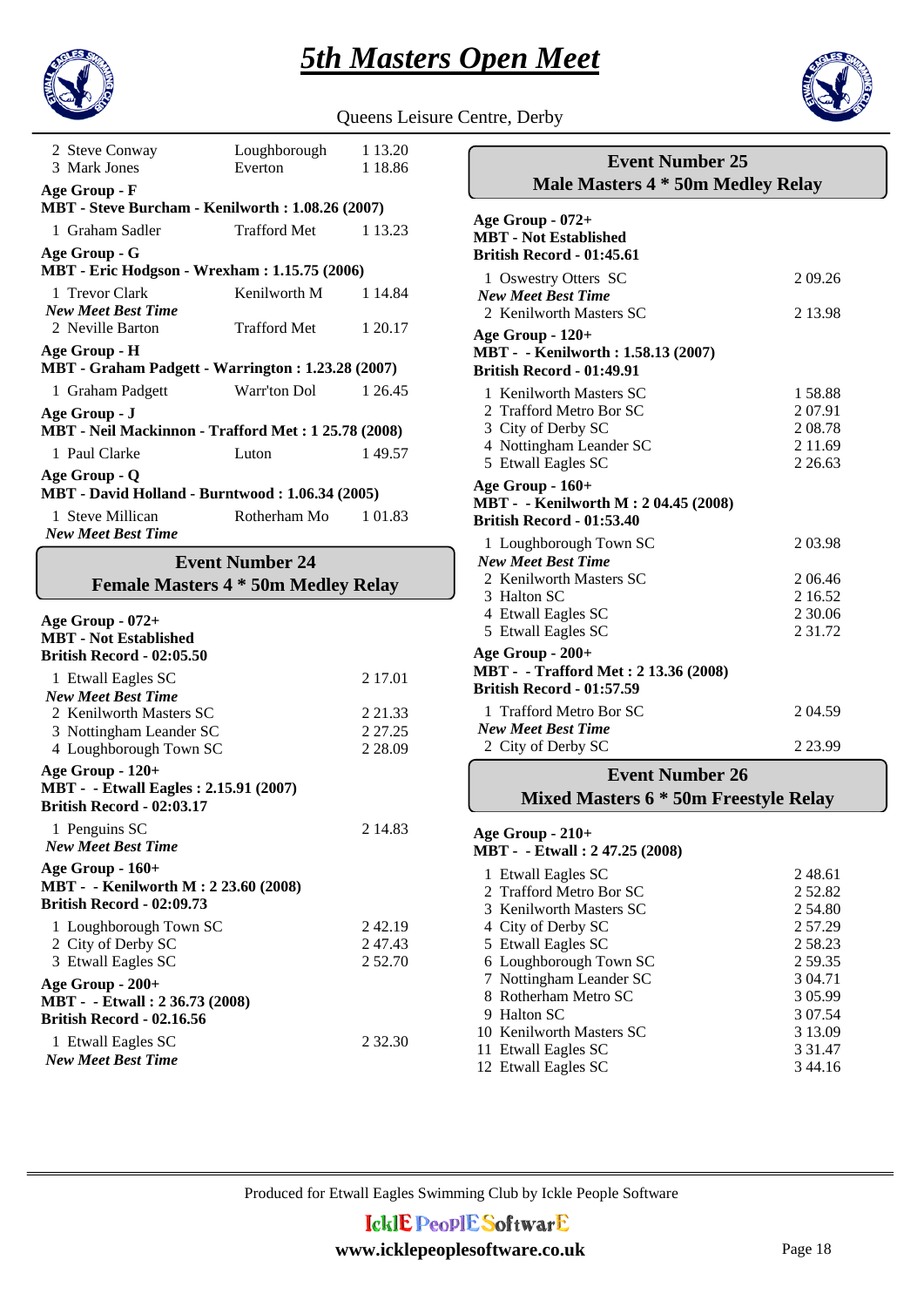# 5th Masters Open Meet

Queens Leisure Centre, Derby

| | | |
|---|---|---|
| 2 Steve Conway | Loughborough | 1 13.20 |
| 3 Mark Jones | Everton | 1 18.86 |

**Age Group - F**
**MBT - Steve Burcham - Kenilworth : 1.08.26 (2007)**

| | | |
|---|---|---|
| 1 Graham Sadler | Trafford Met | 1 13.23 |

**Age Group - G**
**MBT - Eric Hodgson - Wrexham : 1.15.75 (2006)**

| | | |
|---|---|---|
| 1 Trevor Clark | Kenilworth M | 1 14.84 |
| *New Meet Best Time* | | |
| 2 Neville Barton | Trafford Met | 1 20.17 |

**Age Group - H**
**MBT - Graham Padgett - Warrington : 1.23.28 (2007)**

| | | |
|---|---|---|
| 1 Graham Padgett | Warr'ton Dol | 1 26.45 |

**Age Group - J**
**MBT - Neil Mackinnon - Trafford Met : 1 25.78 (2008)**

| | | |
|---|---|---|
| 1 Paul Clarke | Luton | 1 49.57 |

**Age Group - Q**
**MBT - David Holland - Burntwood : 1.06.34 (2005)**

| | | |
|---|---|---|
| 1 Steve Millican | Rotherham Mo | 1 01.83 |
| *New Meet Best Time* | | |

## Event Number 24
## Female Masters 4 * 50m Medley Relay

**Age Group - 072+**
**MBT - Not Established**
**British Record - 02:05.50**

| | |
|---|---|
| 1 Etwall Eagles SC | 2 17.01 |
| *New Meet Best Time* | |
| 2 Kenilworth Masters SC | 2 21.33 |
| 3 Nottingham Leander SC | 2 27.25 |
| 4 Loughborough Town SC | 2 28.09 |

**Age Group - 120+**
**MBT - - Etwall Eagles : 2.15.91 (2007)**
**British Record - 02:03.17**

| | |
|---|---|
| 1 Penguins SC | 2 14.83 |
| *New Meet Best Time* | |

**Age Group - 160+**
**MBT - - Kenilworth M : 2 23.60 (2008)**
**British Record - 02:09.73**

| | |
|---|---|
| 1 Loughborough Town SC | 2 42.19 |
| 2 City of Derby SC | 2 47.43 |
| 3 Etwall Eagles SC | 2 52.70 |

**Age Group - 200+**
**MBT - - Etwall : 2 36.73 (2008)**
**British Record - 02.16.56**

| | |
|---|---|
| 1 Etwall Eagles SC | 2 32.30 |
| *New Meet Best Time* | |

## Event Number 25
## Male Masters 4 * 50m Medley Relay

**Age Group - 072+**
**MBT - Not Established**
**British Record - 01:45.61**

| | |
|---|---|
| 1 Oswestry Otters SC | 2 09.26 |
| *New Meet Best Time* | |
| 2 Kenilworth Masters SC | 2 13.98 |

**Age Group - 120+**
**MBT - - Kenilworth : 1.58.13 (2007)**
**British Record - 01:49.91**

| | |
|---|---|
| 1 Kenilworth Masters SC | 1 58.88 |
| 2 Trafford Metro Bor SC | 2 07.91 |
| 3 City of Derby SC | 2 08.78 |
| 4 Nottingham Leander SC | 2 11.69 |
| 5 Etwall Eagles SC | 2 26.63 |

**Age Group - 160+**
**MBT - - Kenilworth M : 2 04.45 (2008)**
**British Record - 01:53.40**

| | |
|---|---|
| 1 Loughborough Town SC | 2 03.98 |
| *New Meet Best Time* | |
| 2 Kenilworth Masters SC | 2 06.46 |
| 3 Halton SC | 2 16.52 |
| 4 Etwall Eagles SC | 2 30.06 |
| 5 Etwall Eagles SC | 2 31.72 |

**Age Group - 200+**
**MBT - - Trafford Met : 2 13.36 (2008)**
**British Record - 01:57.59**

| | |
|---|---|
| 1 Trafford Metro Bor SC | 2 04.59 |
| *New Meet Best Time* | |
| 2 City of Derby SC | 2 23.99 |

## Event Number 26
## Mixed Masters 6 * 50m Freestyle Relay

**Age Group - 210+**
**MBT - - Etwall : 2 47.25 (2008)**

| | |
|---|---|
| 1 Etwall Eagles SC | 2 48.61 |
| 2 Trafford Metro Bor SC | 2 52.82 |
| 3 Kenilworth Masters SC | 2 54.80 |
| 4 City of Derby SC | 2 57.29 |
| 5 Etwall Eagles SC | 2 58.23 |
| 6 Loughborough Town SC | 2 59.35 |
| 7 Nottingham Leander SC | 3 04.71 |
| 8 Rotherham Metro SC | 3 05.99 |
| 9 Halton SC | 3 07.54 |
| 10 Kenilworth Masters SC | 3 13.09 |
| 11 Etwall Eagles SC | 3 31.47 |
| 12 Etwall Eagles SC | 3 44.16 |

Produced for Etwall Eagles Swimming Club by Ickle People Software

IcklE PeoplE SoftwarE
www.icklepeoplesoftware.co.uk